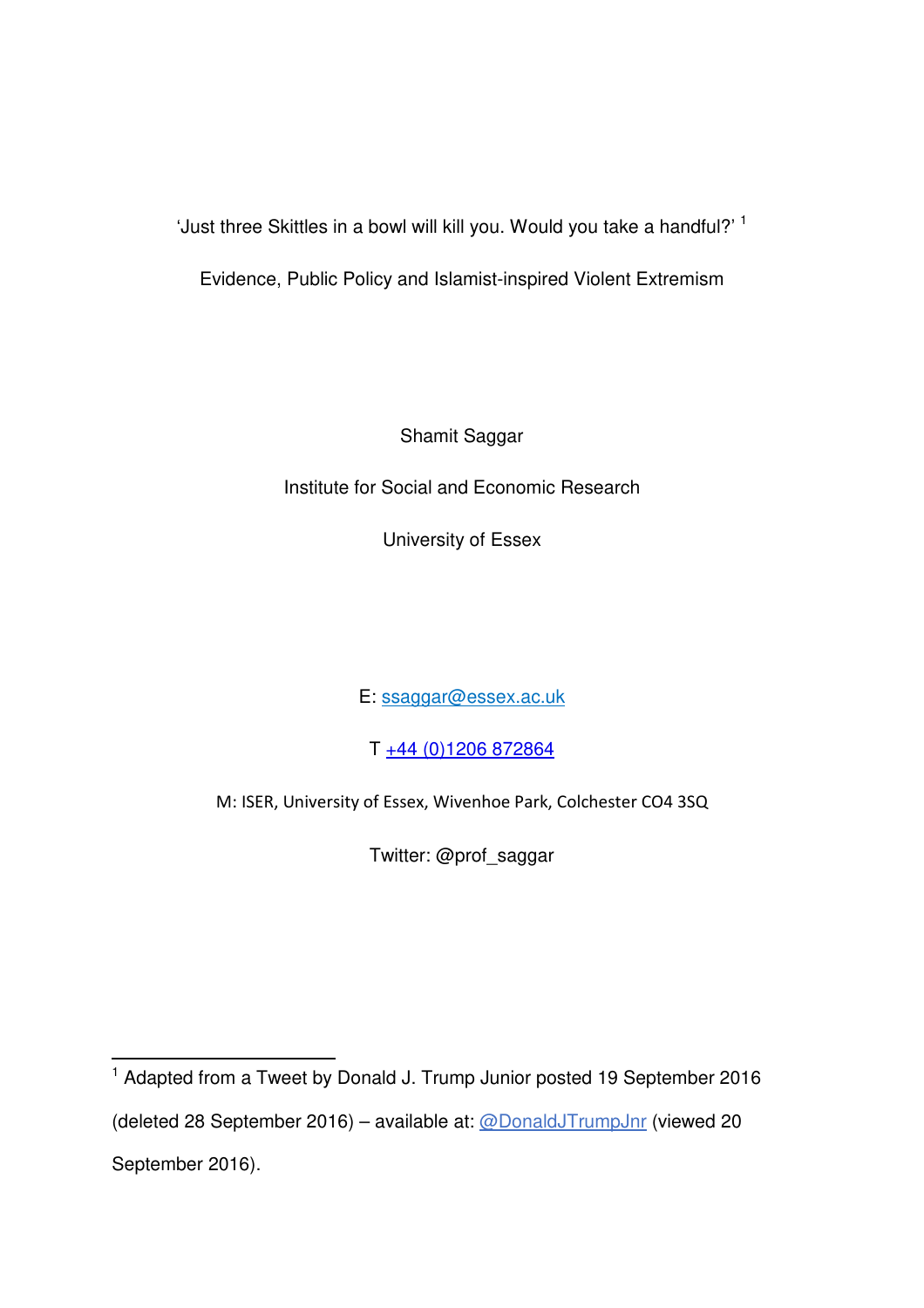# 'Just three Skittles in a bowl will kill you. Would you take a handful?' [1]

## Evidence, Public Policy and Islamist-inspired Violent Extremism

Shamit Saggar

Institute for Social and Economic Research

University of Essex

E: ssaggar@essex.ac.uk

T +44 (0)1206 872864

M: ISER, University of Essex, Wivenhoe Park, Colchester CO4 3SQ

Twitter: @prof_saggar

---

[1] Adapted from a Tweet by Donald J. Trump Junior posted 19 September 2016 (deleted 28 September 2016) – available at: @DonaldJTrumpJnr (viewed 20 September 2016).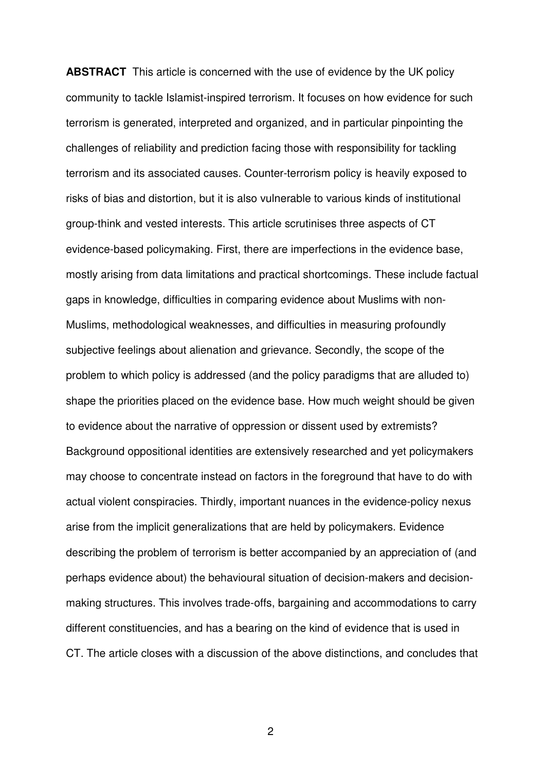**ABSTRACT** This article is concerned with the use of evidence by the UK policy community to tackle Islamist-inspired terrorism. It focuses on how evidence for such terrorism is generated, interpreted and organized, and in particular pinpointing the challenges of reliability and prediction facing those with responsibility for tackling terrorism and its associated causes. Counter-terrorism policy is heavily exposed to risks of bias and distortion, but it is also vulnerable to various kinds of institutional group-think and vested interests. This article scrutinises three aspects of CT evidence-based policymaking. First, there are imperfections in the evidence base, mostly arising from data limitations and practical shortcomings. These include factual gaps in knowledge, difficulties in comparing evidence about Muslims with non-Muslims, methodological weaknesses, and difficulties in measuring profoundly subjective feelings about alienation and grievance. Secondly, the scope of the problem to which policy is addressed (and the policy paradigms that are alluded to) shape the priorities placed on the evidence base. How much weight should be given to evidence about the narrative of oppression or dissent used by extremists? Background oppositional identities are extensively researched and yet policymakers may choose to concentrate instead on factors in the foreground that have to do with actual violent conspiracies. Thirdly, important nuances in the evidence-policy nexus arise from the implicit generalizations that are held by policymakers. Evidence describing the problem of terrorism is better accompanied by an appreciation of (and perhaps evidence about) the behavioural situation of decision-makers and decision-making structures. This involves trade-offs, bargaining and accommodations to carry different constituencies, and has a bearing on the kind of evidence that is used in CT. The article closes with a discussion of the above distinctions, and concludes that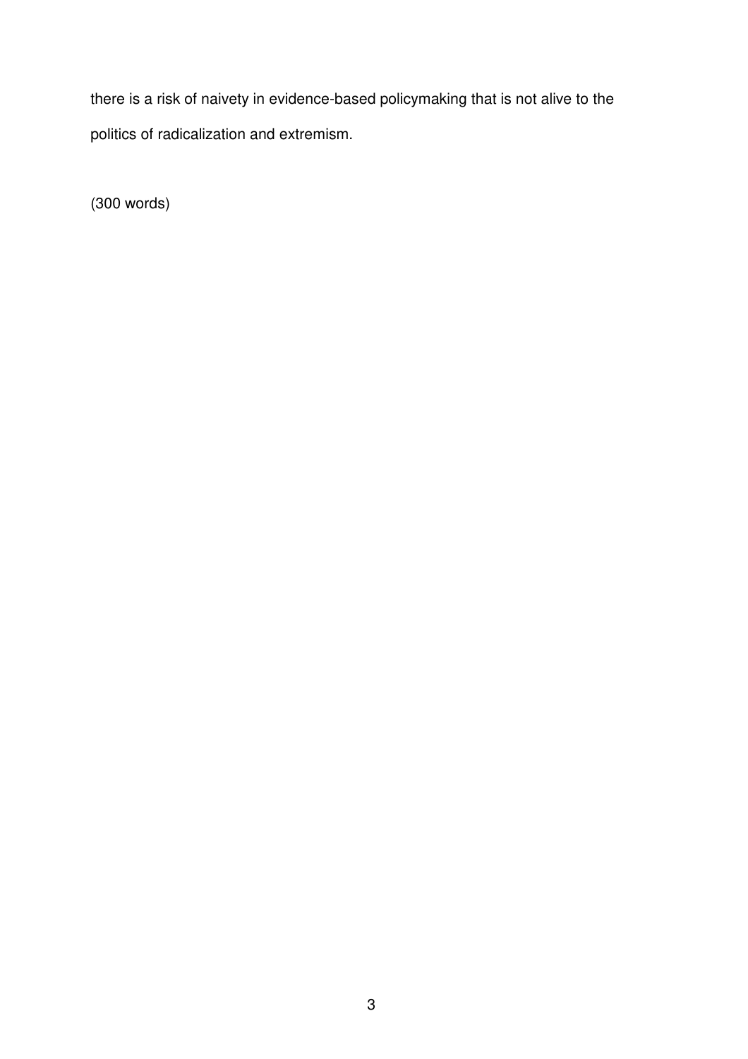there is a risk of naivety in evidence-based policymaking that is not alive to the politics of radicalization and extremism.

(300 words)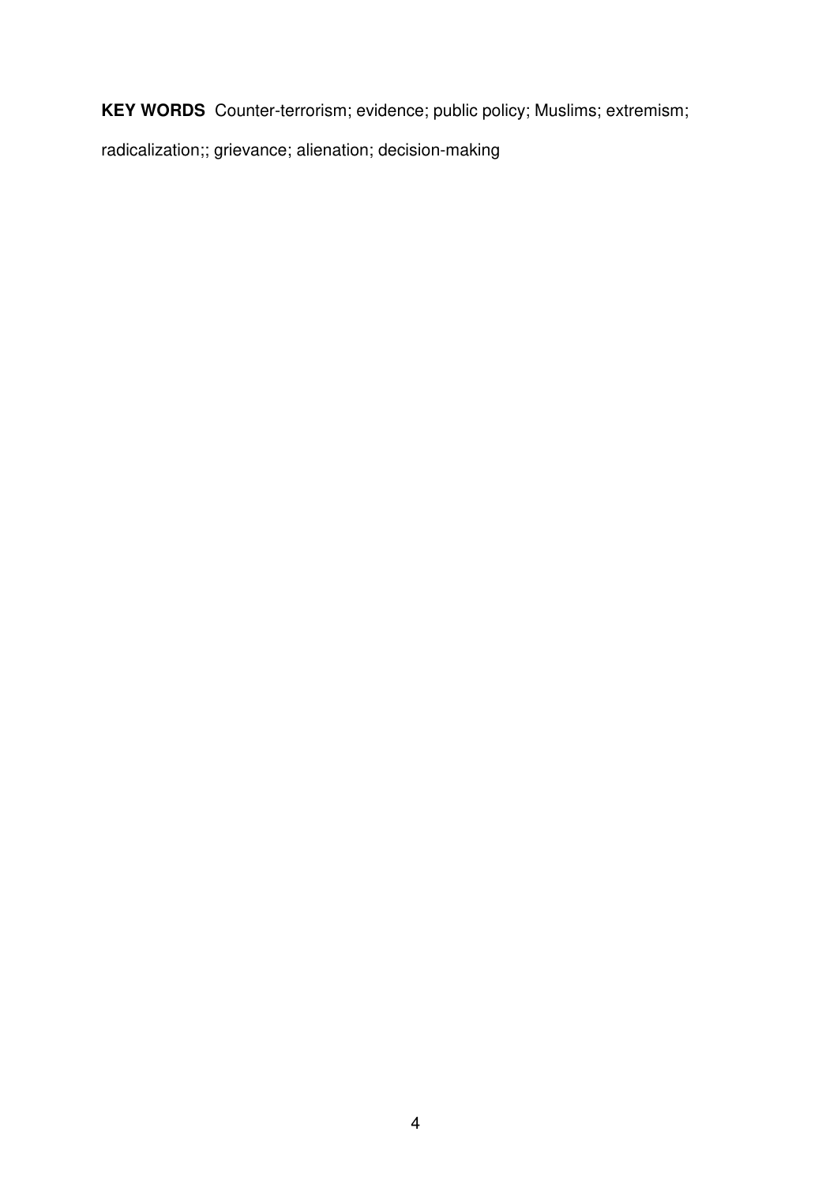**KEY WORDS** Counter-terrorism; evidence; public policy; Muslims; extremism; radicalization;; grievance; alienation; decision-making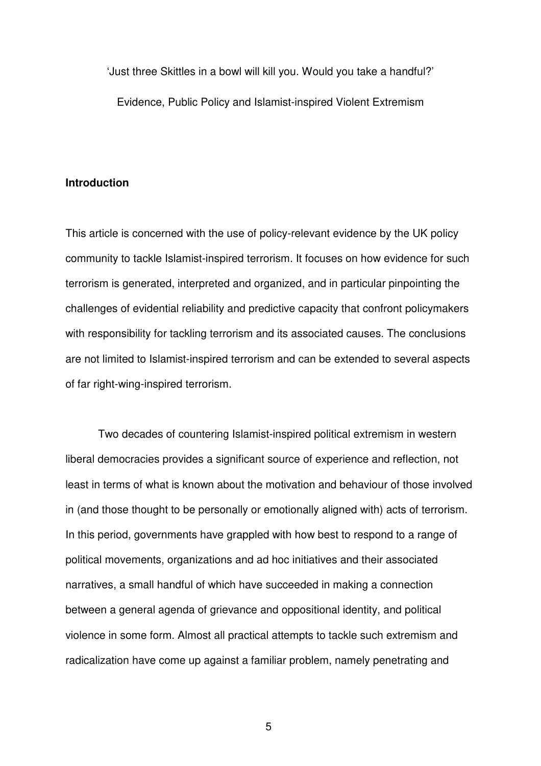'Just three Skittles in a bowl will kill you. Would you take a handful?'

Evidence, Public Policy and Islamist-inspired Violent Extremism

## Introduction

This article is concerned with the use of policy-relevant evidence by the UK policy community to tackle Islamist-inspired terrorism. It focuses on how evidence for such terrorism is generated, interpreted and organized, and in particular pinpointing the challenges of evidential reliability and predictive capacity that confront policymakers with responsibility for tackling terrorism and its associated causes. The conclusions are not limited to Islamist-inspired terrorism and can be extended to several aspects of far right-wing-inspired terrorism.

Two decades of countering Islamist-inspired political extremism in western liberal democracies provides a significant source of experience and reflection, not least in terms of what is known about the motivation and behaviour of those involved in (and those thought to be personally or emotionally aligned with) acts of terrorism. In this period, governments have grappled with how best to respond to a range of political movements, organizations and ad hoc initiatives and their associated narratives, a small handful of which have succeeded in making a connection between a general agenda of grievance and oppositional identity, and political violence in some form. Almost all practical attempts to tackle such extremism and radicalization have come up against a familiar problem, namely penetrating and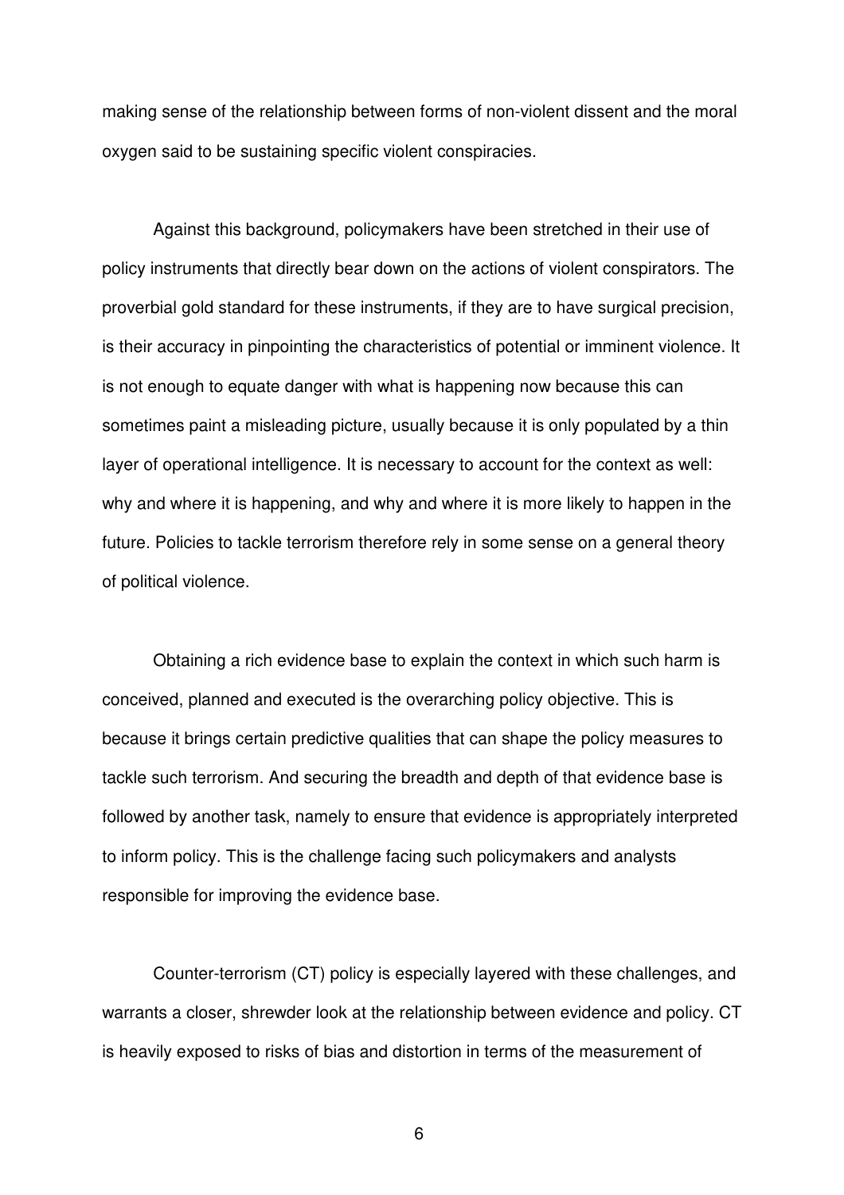making sense of the relationship between forms of non-violent dissent and the moral oxygen said to be sustaining specific violent conspiracies.

Against this background, policymakers have been stretched in their use of policy instruments that directly bear down on the actions of violent conspirators. The proverbial gold standard for these instruments, if they are to have surgical precision, is their accuracy in pinpointing the characteristics of potential or imminent violence. It is not enough to equate danger with what is happening now because this can sometimes paint a misleading picture, usually because it is only populated by a thin layer of operational intelligence. It is necessary to account for the context as well: why and where it is happening, and why and where it is more likely to happen in the future. Policies to tackle terrorism therefore rely in some sense on a general theory of political violence.

Obtaining a rich evidence base to explain the context in which such harm is conceived, planned and executed is the overarching policy objective. This is because it brings certain predictive qualities that can shape the policy measures to tackle such terrorism. And securing the breadth and depth of that evidence base is followed by another task, namely to ensure that evidence is appropriately interpreted to inform policy. This is the challenge facing such policymakers and analysts responsible for improving the evidence base.

Counter-terrorism (CT) policy is especially layered with these challenges, and warrants a closer, shrewder look at the relationship between evidence and policy. CT is heavily exposed to risks of bias and distortion in terms of the measurement of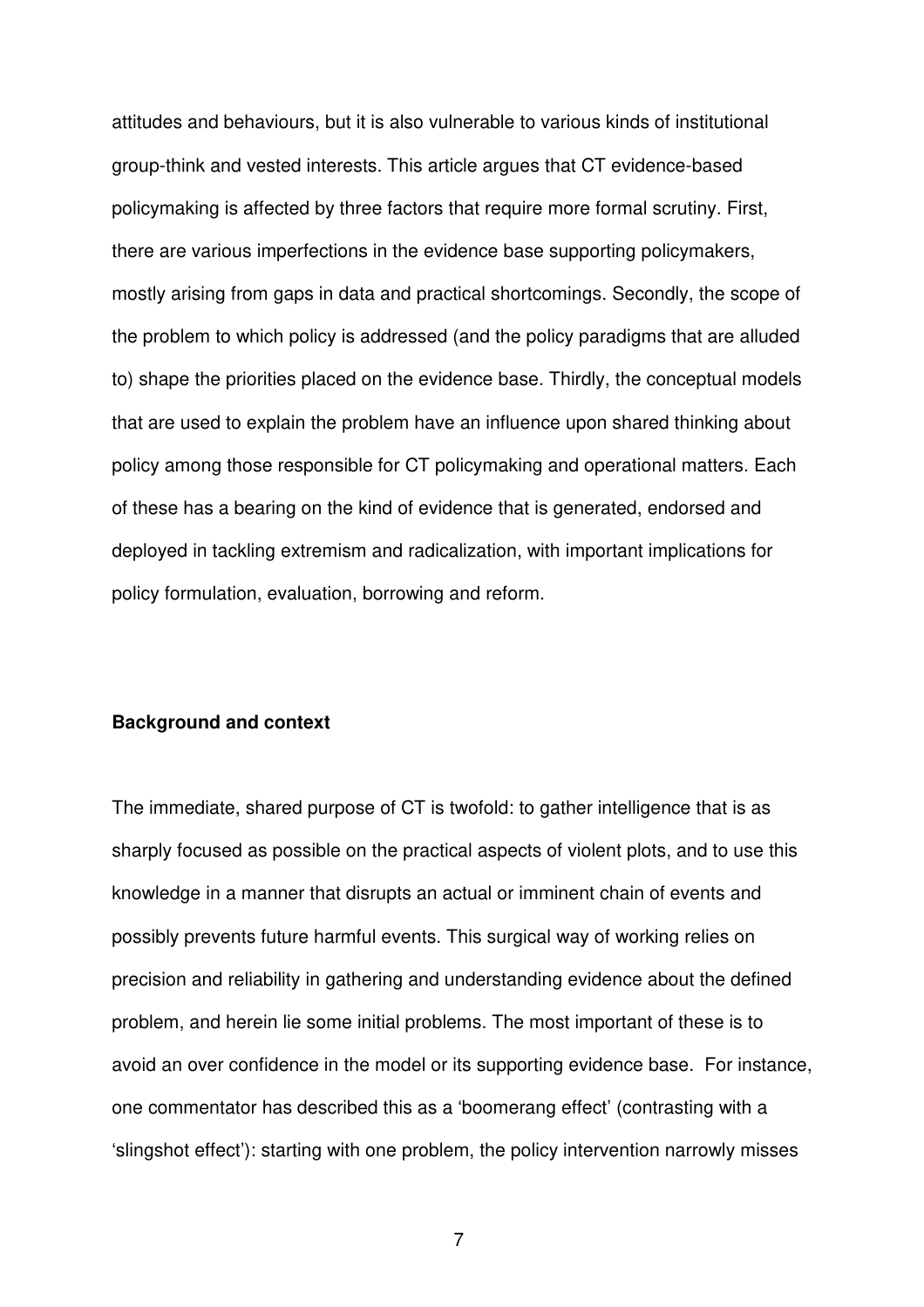attitudes and behaviours, but it is also vulnerable to various kinds of institutional group-think and vested interests. This article argues that CT evidence-based policymaking is affected by three factors that require more formal scrutiny. First, there are various imperfections in the evidence base supporting policymakers, mostly arising from gaps in data and practical shortcomings. Secondly, the scope of the problem to which policy is addressed (and the policy paradigms that are alluded to) shape the priorities placed on the evidence base. Thirdly, the conceptual models that are used to explain the problem have an influence upon shared thinking about policy among those responsible for CT policymaking and operational matters. Each of these has a bearing on the kind of evidence that is generated, endorsed and deployed in tackling extremism and radicalization, with important implications for policy formulation, evaluation, borrowing and reform.

**Background and context**

The immediate, shared purpose of CT is twofold: to gather intelligence that is as sharply focused as possible on the practical aspects of violent plots, and to use this knowledge in a manner that disrupts an actual or imminent chain of events and possibly prevents future harmful events. This surgical way of working relies on precision and reliability in gathering and understanding evidence about the defined problem, and herein lie some initial problems. The most important of these is to avoid an over confidence in the model or its supporting evidence base. For instance, one commentator has described this as a 'boomerang effect' (contrasting with a 'slingshot effect'): starting with one problem, the policy intervention narrowly misses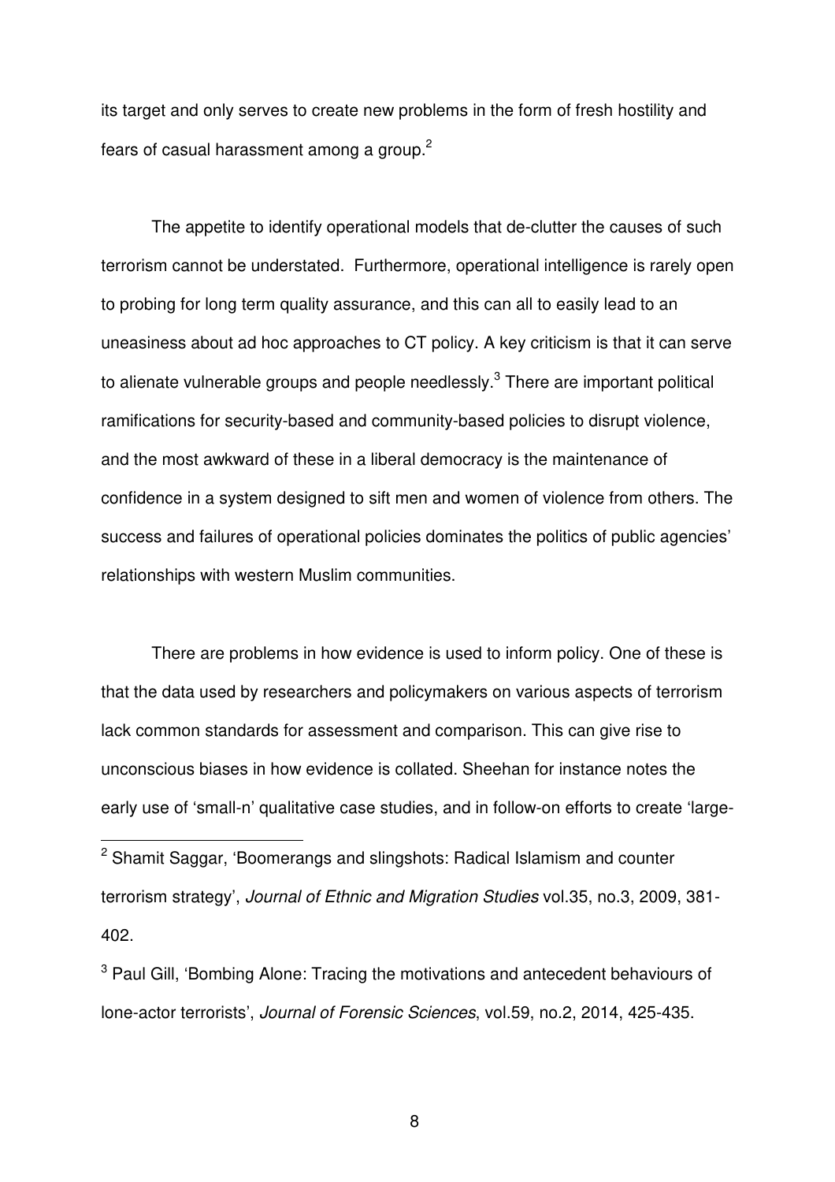its target and only serves to create new problems in the form of fresh hostility and fears of casual harassment among a group.[2]

The appetite to identify operational models that de-clutter the causes of such terrorism cannot be understated. Furthermore, operational intelligence is rarely open to probing for long term quality assurance, and this can all to easily lead to an uneasiness about ad hoc approaches to CT policy. A key criticism is that it can serve to alienate vulnerable groups and people needlessly.[3] There are important political ramifications for security-based and community-based policies to disrupt violence, and the most awkward of these in a liberal democracy is the maintenance of confidence in a system designed to sift men and women of violence from others. The success and failures of operational policies dominates the politics of public agencies' relationships with western Muslim communities.

There are problems in how evidence is used to inform policy. One of these is that the data used by researchers and policymakers on various aspects of terrorism lack common standards for assessment and comparison. This can give rise to unconscious biases in how evidence is collated. Sheehan for instance notes the early use of 'small-n' qualitative case studies, and in follow-on efforts to create 'large-

---

[2] Shamit Saggar, 'Boomerangs and slingshots: Radical Islamism and counter terrorism strategy', *Journal of Ethnic and Migration Studies* vol.35, no.3, 2009, 381-402.

[3] Paul Gill, 'Bombing Alone: Tracing the motivations and antecedent behaviours of lone-actor terrorists', *Journal of Forensic Sciences*, vol.59, no.2, 2014, 425-435.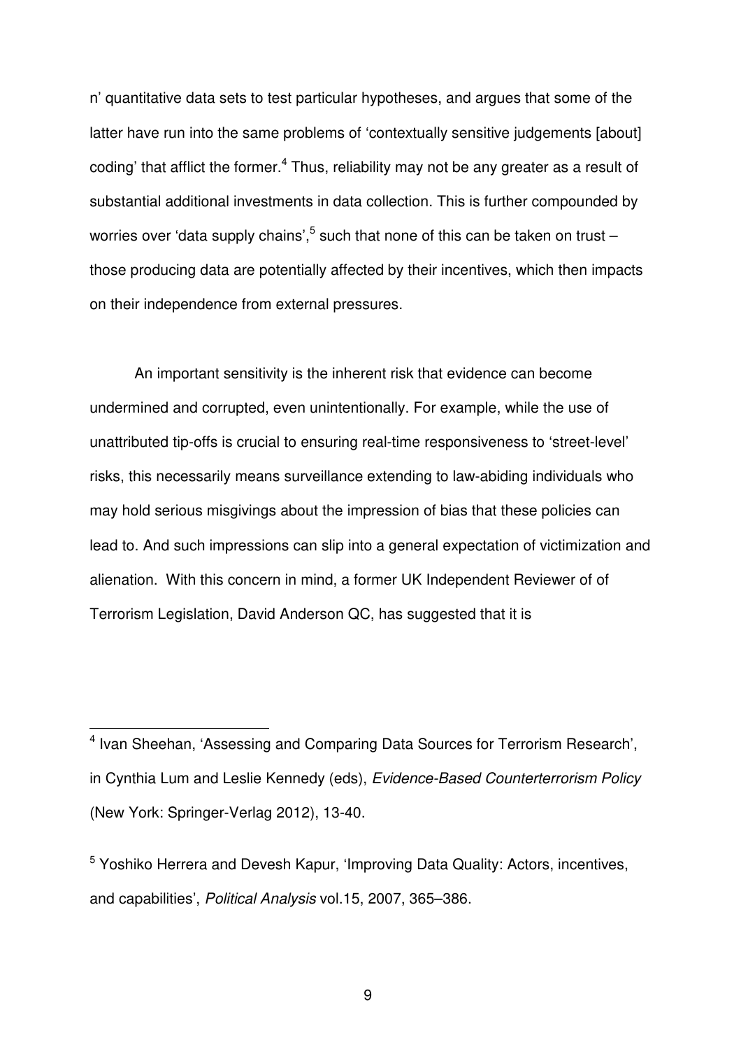n' quantitative data sets to test particular hypotheses, and argues that some of the latter have run into the same problems of 'contextually sensitive judgements [about] coding' that afflict the former.[4] Thus, reliability may not be any greater as a result of substantial additional investments in data collection. This is further compounded by worries over 'data supply chains',[5] such that none of this can be taken on trust – those producing data are potentially affected by their incentives, which then impacts on their independence from external pressures.

An important sensitivity is the inherent risk that evidence can become undermined and corrupted, even unintentionally. For example, while the use of unattributed tip-offs is crucial to ensuring real-time responsiveness to 'street-level' risks, this necessarily means surveillance extending to law-abiding individuals who may hold serious misgivings about the impression of bias that these policies can lead to. And such impressions can slip into a general expectation of victimization and alienation. With this concern in mind, a former UK Independent Reviewer of of Terrorism Legislation, David Anderson QC, has suggested that it is

---

[4] Ivan Sheehan, 'Assessing and Comparing Data Sources for Terrorism Research', in Cynthia Lum and Leslie Kennedy (eds), *Evidence-Based Counterterrorism Policy* (New York: Springer-Verlag 2012), 13-40.

[5] Yoshiko Herrera and Devesh Kapur, 'Improving Data Quality: Actors, incentives, and capabilities', *Political Analysis* vol.15, 2007, 365–386.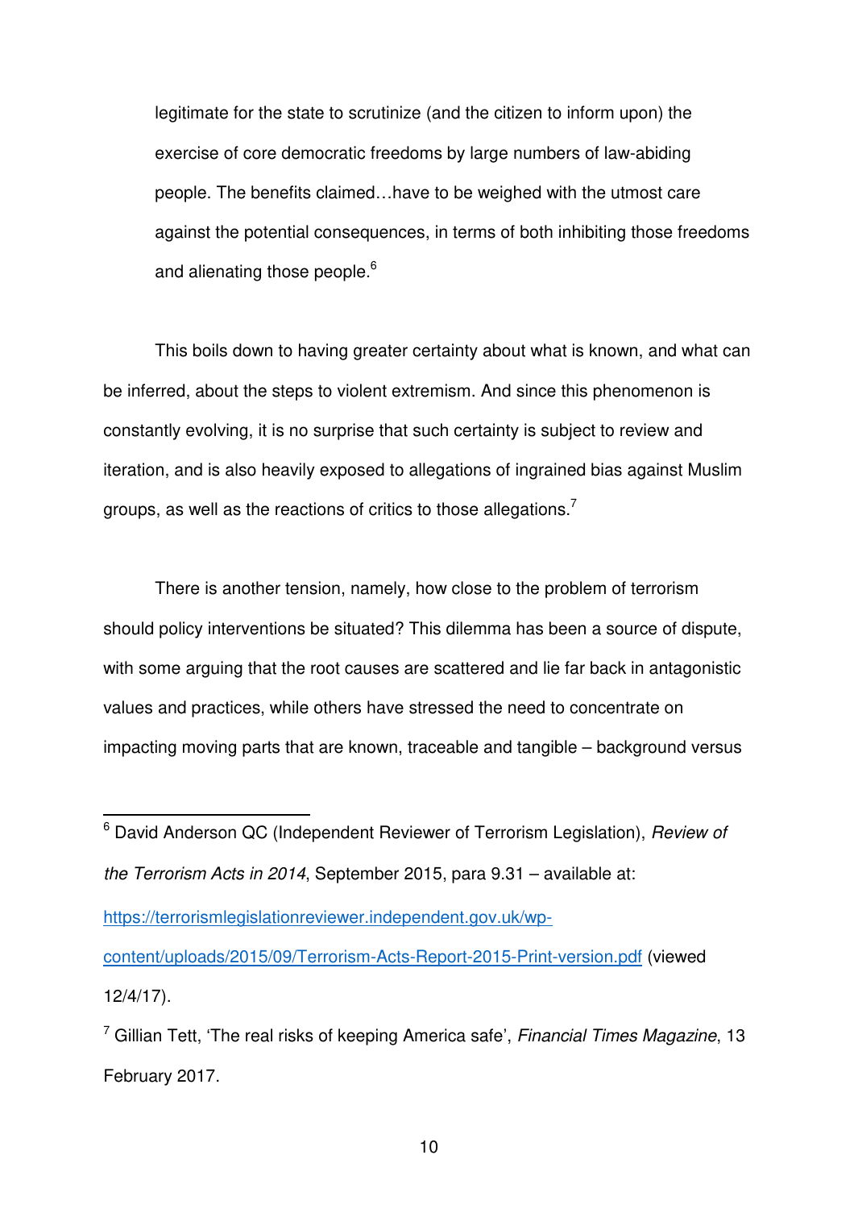> legitimate for the state to scrutinize (and the citizen to inform upon) the exercise of core democratic freedoms by large numbers of law-abiding people. The benefits claimed…have to be weighed with the utmost care against the potential consequences, in terms of both inhibiting those freedoms and alienating those people.[6]

This boils down to having greater certainty about what is known, and what can be inferred, about the steps to violent extremism. And since this phenomenon is constantly evolving, it is no surprise that such certainty is subject to review and iteration, and is also heavily exposed to allegations of ingrained bias against Muslim groups, as well as the reactions of critics to those allegations.[7]

There is another tension, namely, how close to the problem of terrorism should policy interventions be situated? This dilemma has been a source of dispute, with some arguing that the root causes are scattered and lie far back in antagonistic values and practices, while others have stressed the need to concentrate on impacting moving parts that are known, traceable and tangible – background versus

---

[6] David Anderson QC (Independent Reviewer of Terrorism Legislation), *Review of the Terrorism Acts in 2014*, September 2015, para 9.31 – available at: https://terrorismlegislationreviewer.independent.gov.uk/wp-content/uploads/2015/09/Terrorism-Acts-Report-2015-Print-version.pdf (viewed 12/4/17).

[7] Gillian Tett, 'The real risks of keeping America safe', *Financial Times Magazine*, 13 February 2017.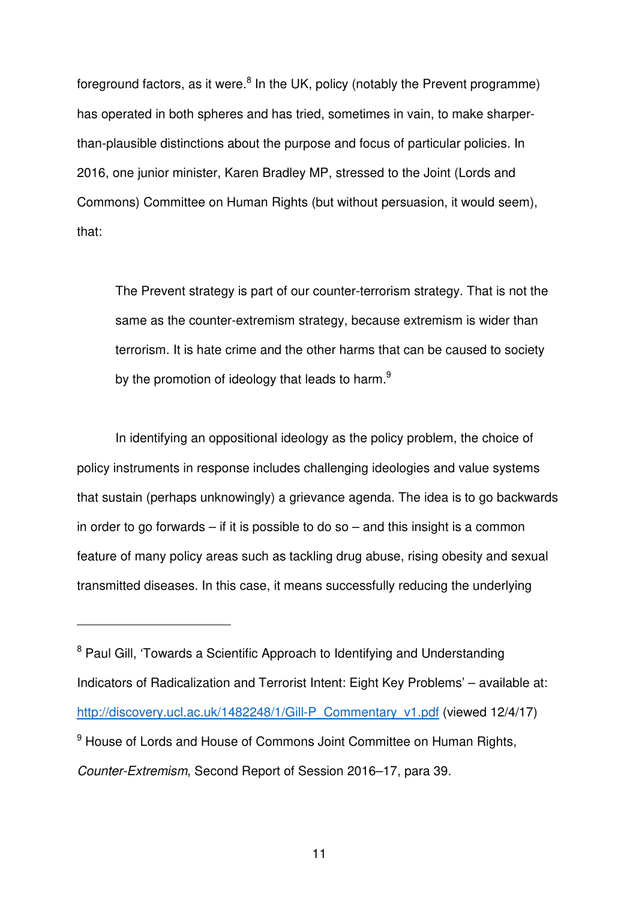foreground factors, as it were.[8] In the UK, policy (notably the Prevent programme) has operated in both spheres and has tried, sometimes in vain, to make sharper-than-plausible distinctions about the purpose and focus of particular policies. In 2016, one junior minister, Karen Bradley MP, stressed to the Joint (Lords and Commons) Committee on Human Rights (but without persuasion, it would seem), that:

> The Prevent strategy is part of our counter-terrorism strategy. That is not the same as the counter-extremism strategy, because extremism is wider than terrorism. It is hate crime and the other harms that can be caused to society by the promotion of ideology that leads to harm.[9]

In identifying an oppositional ideology as the policy problem, the choice of policy instruments in response includes challenging ideologies and value systems that sustain (perhaps unknowingly) a grievance agenda. The idea is to go backwards in order to go forwards – if it is possible to do so – and this insight is a common feature of many policy areas such as tackling drug abuse, rising obesity and sexual transmitted diseases. In this case, it means successfully reducing the underlying

---

[8] Paul Gill, 'Towards a Scientific Approach to Identifying and Understanding Indicators of Radicalization and Terrorist Intent: Eight Key Problems' – available at: http://discovery.ucl.ac.uk/1482248/1/Gill-P_Commentary_v1.pdf (viewed 12/4/17)

[9] House of Lords and House of Commons Joint Committee on Human Rights, *Counter-Extremism*, Second Report of Session 2016–17, para 39.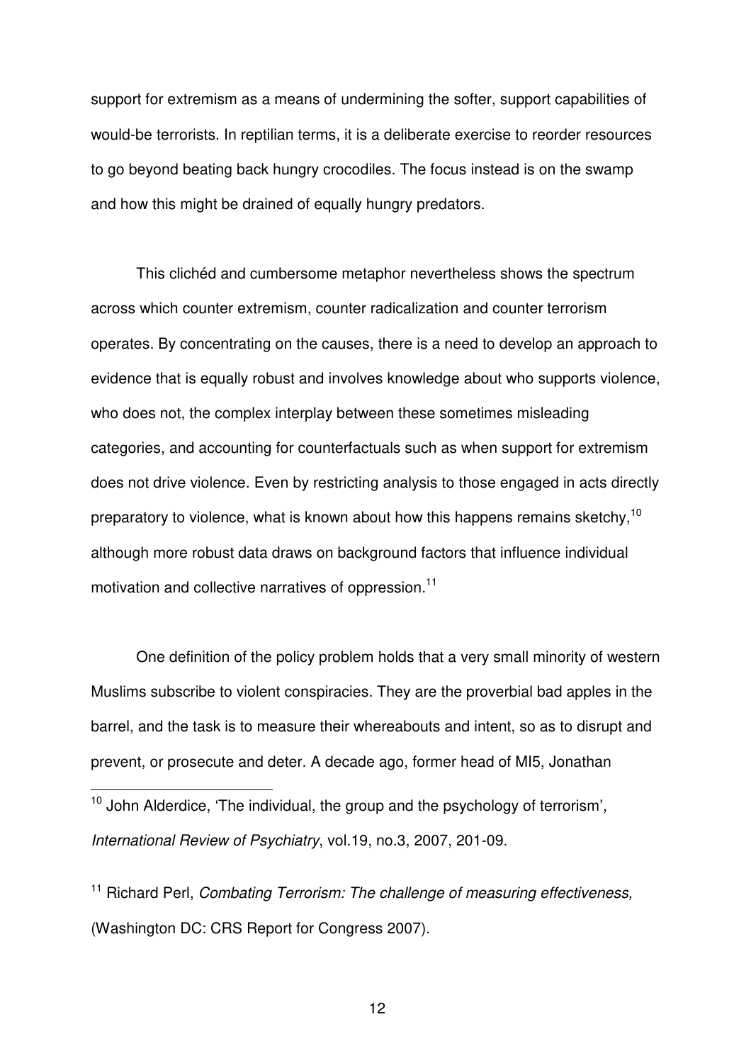support for extremism as a means of undermining the softer, support capabilities of would-be terrorists. In reptilian terms, it is a deliberate exercise to reorder resources to go beyond beating back hungry crocodiles. The focus instead is on the swamp and how this might be drained of equally hungry predators.

This clichéd and cumbersome metaphor nevertheless shows the spectrum across which counter extremism, counter radicalization and counter terrorism operates. By concentrating on the causes, there is a need to develop an approach to evidence that is equally robust and involves knowledge about who supports violence, who does not, the complex interplay between these sometimes misleading categories, and accounting for counterfactuals such as when support for extremism does not drive violence. Even by restricting analysis to those engaged in acts directly preparatory to violence, what is known about how this happens remains sketchy,[10] although more robust data draws on background factors that influence individual motivation and collective narratives of oppression.[11]

One definition of the policy problem holds that a very small minority of western Muslims subscribe to violent conspiracies. They are the proverbial bad apples in the barrel, and the task is to measure their whereabouts and intent, so as to disrupt and prevent, or prosecute and deter. A decade ago, former head of MI5, Jonathan

---

[10] John Alderdice, 'The individual, the group and the psychology of terrorism', *International Review of Psychiatry*, vol.19, no.3, 2007, 201-09.

[11] Richard Perl, *Combating Terrorism: The challenge of measuring effectiveness,* (Washington DC: CRS Report for Congress 2007).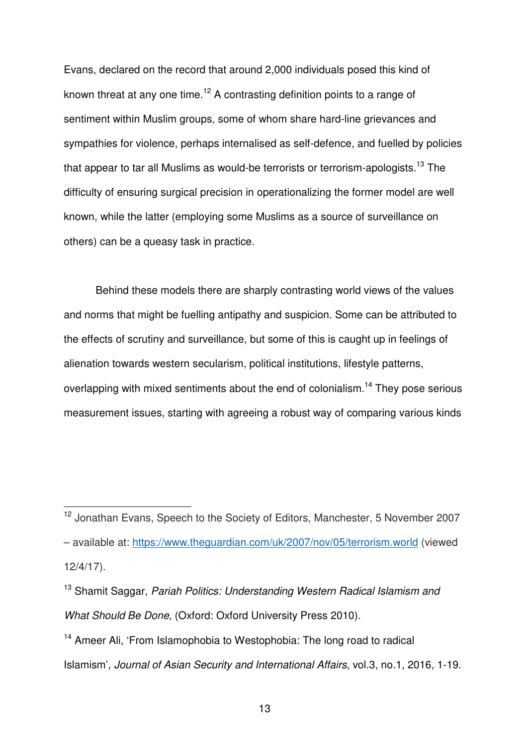Evans, declared on the record that around 2,000 individuals posed this kind of known threat at any one time.[12] A contrasting definition points to a range of sentiment within Muslim groups, some of whom share hard-line grievances and sympathies for violence, perhaps internalised as self-defence, and fuelled by policies that appear to tar all Muslims as would-be terrorists or terrorism-apologists.[13] The difficulty of ensuring surgical precision in operationalizing the former model are well known, while the latter (employing some Muslims as a source of surveillance on others) can be a queasy task in practice.

Behind these models there are sharply contrasting world views of the values and norms that might be fuelling antipathy and suspicion. Some can be attributed to the effects of scrutiny and surveillance, but some of this is caught up in feelings of alienation towards western secularism, political institutions, lifestyle patterns, overlapping with mixed sentiments about the end of colonialism.[14] They pose serious measurement issues, starting with agreeing a robust way of comparing various kinds

---

[12] Jonathan Evans, Speech to the Society of Editors, Manchester, 5 November 2007 – available at: https://www.theguardian.com/uk/2007/nov/05/terrorism.world (viewed 12/4/17).

[13] Shamit Saggar, *Pariah Politics: Understanding Western Radical Islamism and What Should Be Done*, (Oxford: Oxford University Press 2010).

[14] Ameer Ali, 'From Islamophobia to Westophobia: The long road to radical Islamism', *Journal of Asian Security and International Affairs*, vol.3, no.1, 2016, 1-19.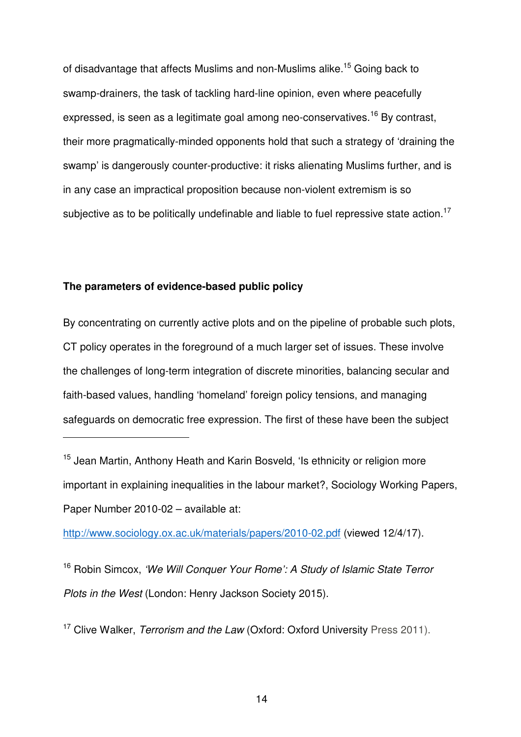of disadvantage that affects Muslims and non-Muslims alike.[15] Going back to swamp-drainers, the task of tackling hard-line opinion, even where peacefully expressed, is seen as a legitimate goal among neo-conservatives.[16] By contrast, their more pragmatically-minded opponents hold that such a strategy of 'draining the swamp' is dangerously counter-productive: it risks alienating Muslims further, and is in any case an impractical proposition because non-violent extremism is so subjective as to be politically undefinable and liable to fuel repressive state action.[17]

**The parameters of evidence-based public policy**

By concentrating on currently active plots and on the pipeline of probable such plots, CT policy operates in the foreground of a much larger set of issues. These involve the challenges of long-term integration of discrete minorities, balancing secular and faith-based values, handling 'homeland' foreign policy tensions, and managing safeguards on democratic free expression. The first of these have been the subject

---

[15] Jean Martin, Anthony Heath and Karin Bosveld, 'Is ethnicity or religion more important in explaining inequalities in the labour market?, Sociology Working Papers, Paper Number 2010-02 – available at: http://www.sociology.ox.ac.uk/materials/papers/2010-02.pdf (viewed 12/4/17).

[16] Robin Simcox, *'We Will Conquer Your Rome': A Study of Islamic State Terror Plots in the West* (London: Henry Jackson Society 2015).

[17] Clive Walker, *Terrorism and the Law* (Oxford: Oxford University Press 2011).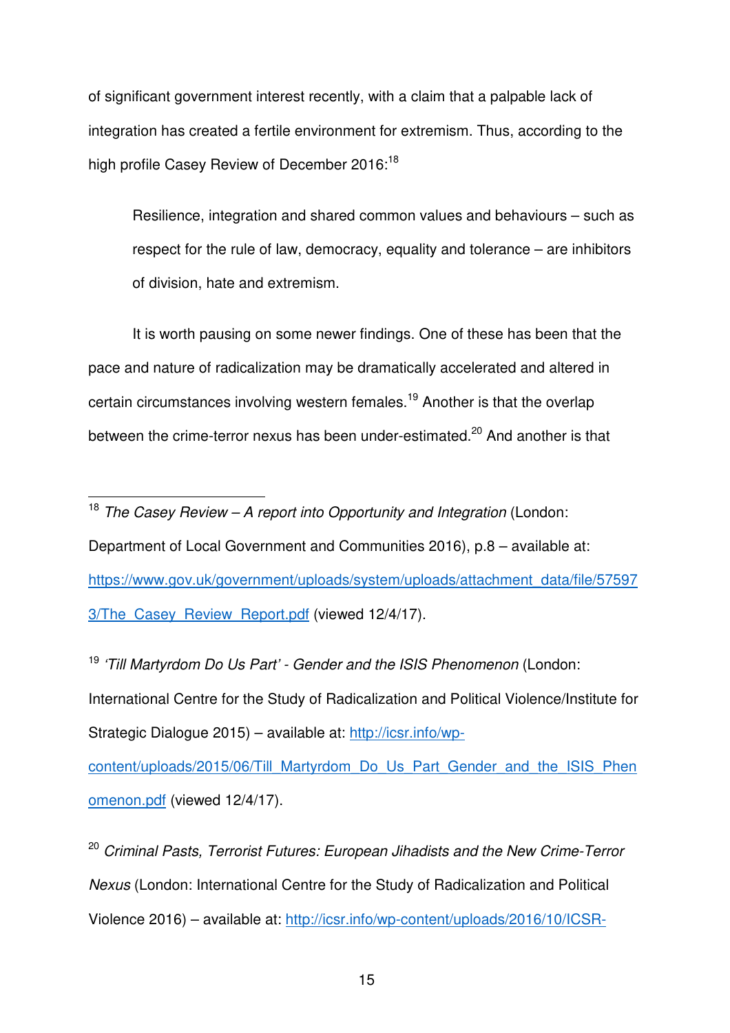of significant government interest recently, with a claim that a palpable lack of integration has created a fertile environment for extremism. Thus, according to the high profile Casey Review of December 2016:[18]

> Resilience, integration and shared common values and behaviours – such as respect for the rule of law, democracy, equality and tolerance – are inhibitors of division, hate and extremism.

It is worth pausing on some newer findings. One of these has been that the pace and nature of radicalization may be dramatically accelerated and altered in certain circumstances involving western females.[19] Another is that the overlap between the crime-terror nexus has been under-estimated.[20] And another is that

---

[18] *The Casey Review – A report into Opportunity and Integration* (London: Department of Local Government and Communities 2016), p.8 – available at: https://www.gov.uk/government/uploads/system/uploads/attachment_data/file/575973/The_Casey_Review_Report.pdf (viewed 12/4/17).

[19] *'Till Martyrdom Do Us Part' - Gender and the ISIS Phenomenon* (London: International Centre for the Study of Radicalization and Political Violence/Institute for Strategic Dialogue 2015) – available at: http://icsr.info/wp-content/uploads/2015/06/Till_Martyrdom_Do_Us_Part_Gender_and_the_ISIS_Phenomenon.pdf (viewed 12/4/17).

[20] *Criminal Pasts, Terrorist Futures: European Jihadists and the New Crime-Terror Nexus* (London: International Centre for the Study of Radicalization and Political Violence 2016) – available at: http://icsr.info/wp-content/uploads/2016/10/ICSR-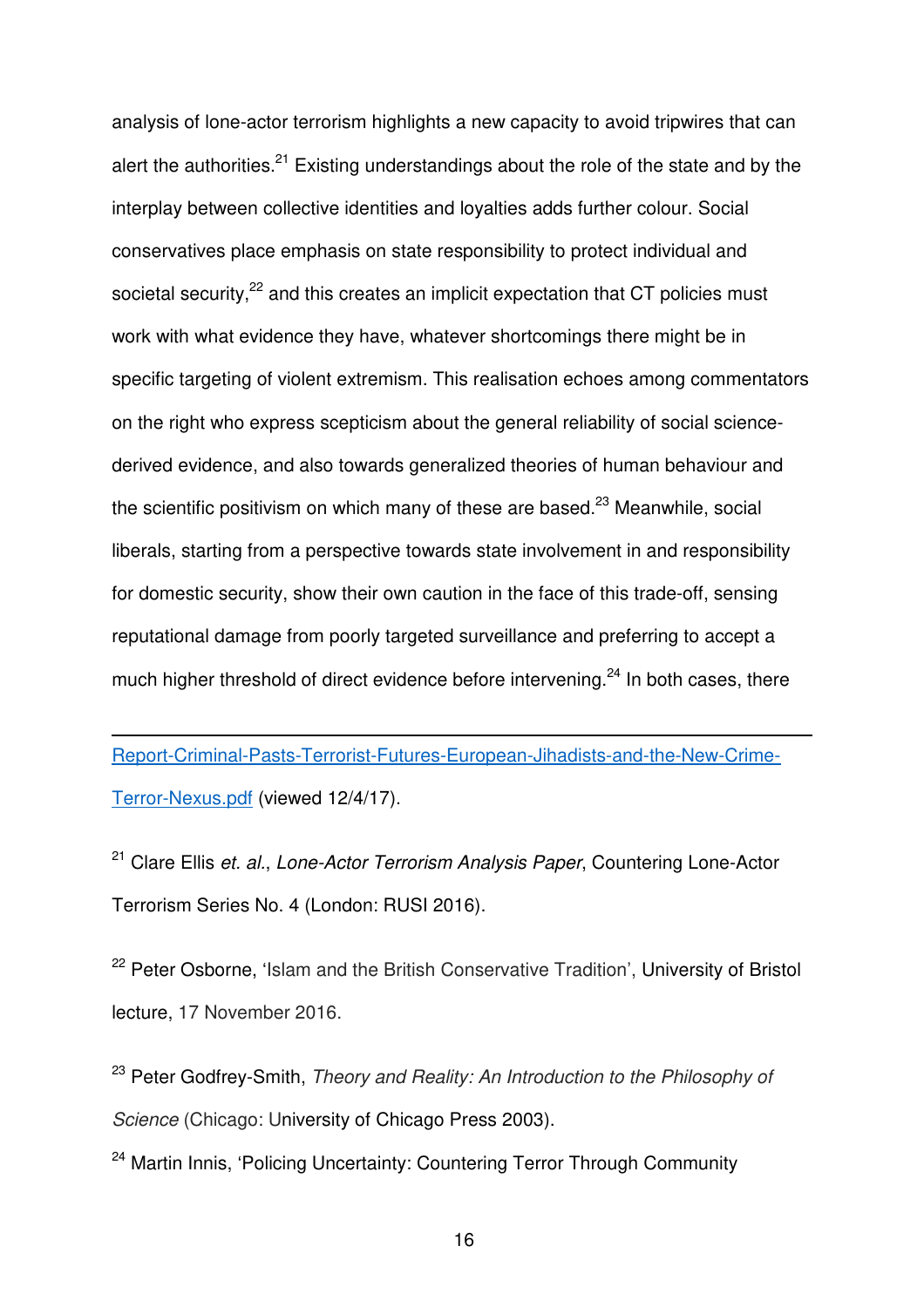analysis of lone-actor terrorism highlights a new capacity to avoid tripwires that can alert the authorities.[21] Existing understandings about the role of the state and by the interplay between collective identities and loyalties adds further colour. Social conservatives place emphasis on state responsibility to protect individual and societal security,[22] and this creates an implicit expectation that CT policies must work with what evidence they have, whatever shortcomings there might be in specific targeting of violent extremism. This realisation echoes among commentators on the right who express scepticism about the general reliability of social science-derived evidence, and also towards generalized theories of human behaviour and the scientific positivism on which many of these are based.[23] Meanwhile, social liberals, starting from a perspective towards state involvement in and responsibility for domestic security, show their own caution in the face of this trade-off, sensing reputational damage from poorly targeted surveillance and preferring to accept a much higher threshold of direct evidence before intervening.[24] In both cases, there

---

Report-Criminal-Pasts-Terrorist-Futures-European-Jihadists-and-the-New-Crime-Terror-Nexus.pdf (viewed 12/4/17).

[21] Clare Ellis *et. al.*, *Lone-Actor Terrorism Analysis Paper*, Countering Lone-Actor Terrorism Series No. 4 (London: RUSI 2016).

[22] Peter Osborne, 'Islam and the British Conservative Tradition', University of Bristol lecture, 17 November 2016.

[23] Peter Godfrey-Smith, *Theory and Reality: An Introduction to the Philosophy of Science* (Chicago: University of Chicago Press 2003).

[24] Martin Innis, 'Policing Uncertainty: Countering Terror Through Community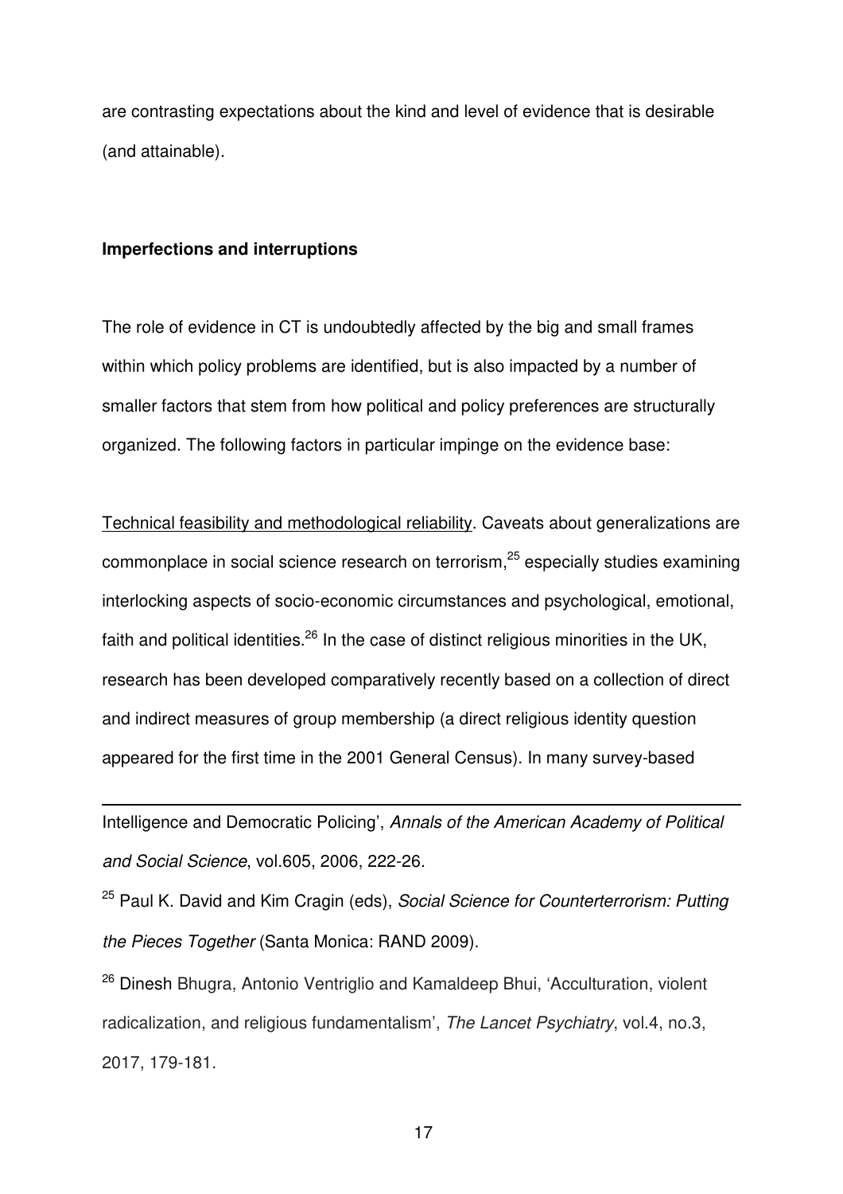are contrasting expectations about the kind and level of evidence that is desirable (and attainable).

**Imperfections and interruptions**

The role of evidence in CT is undoubtedly affected by the big and small frames within which policy problems are identified, but is also impacted by a number of smaller factors that stem from how political and policy preferences are structurally organized. The following factors in particular impinge on the evidence base:

<u>Technical feasibility and methodological reliability</u>. Caveats about generalizations are commonplace in social science research on terrorism,[25] especially studies examining interlocking aspects of socio-economic circumstances and psychological, emotional, faith and political identities.[26] In the case of distinct religious minorities in the UK, research has been developed comparatively recently based on a collection of direct and indirect measures of group membership (a direct religious identity question appeared for the first time in the 2001 General Census). In many survey-based

---

Intelligence and Democratic Policing', *Annals of the American Academy of Political and Social Science*, vol.605, 2006, 222-26.

[25] Paul K. David and Kim Cragin (eds), *Social Science for Counterterrorism: Putting the Pieces Together* (Santa Monica: RAND 2009).

[26] Dinesh Bhugra, Antonio Ventriglio and Kamaldeep Bhui, 'Acculturation, violent radicalization, and religious fundamentalism', *The Lancet Psychiatry*, vol.4, no.3, 2017, 179-181.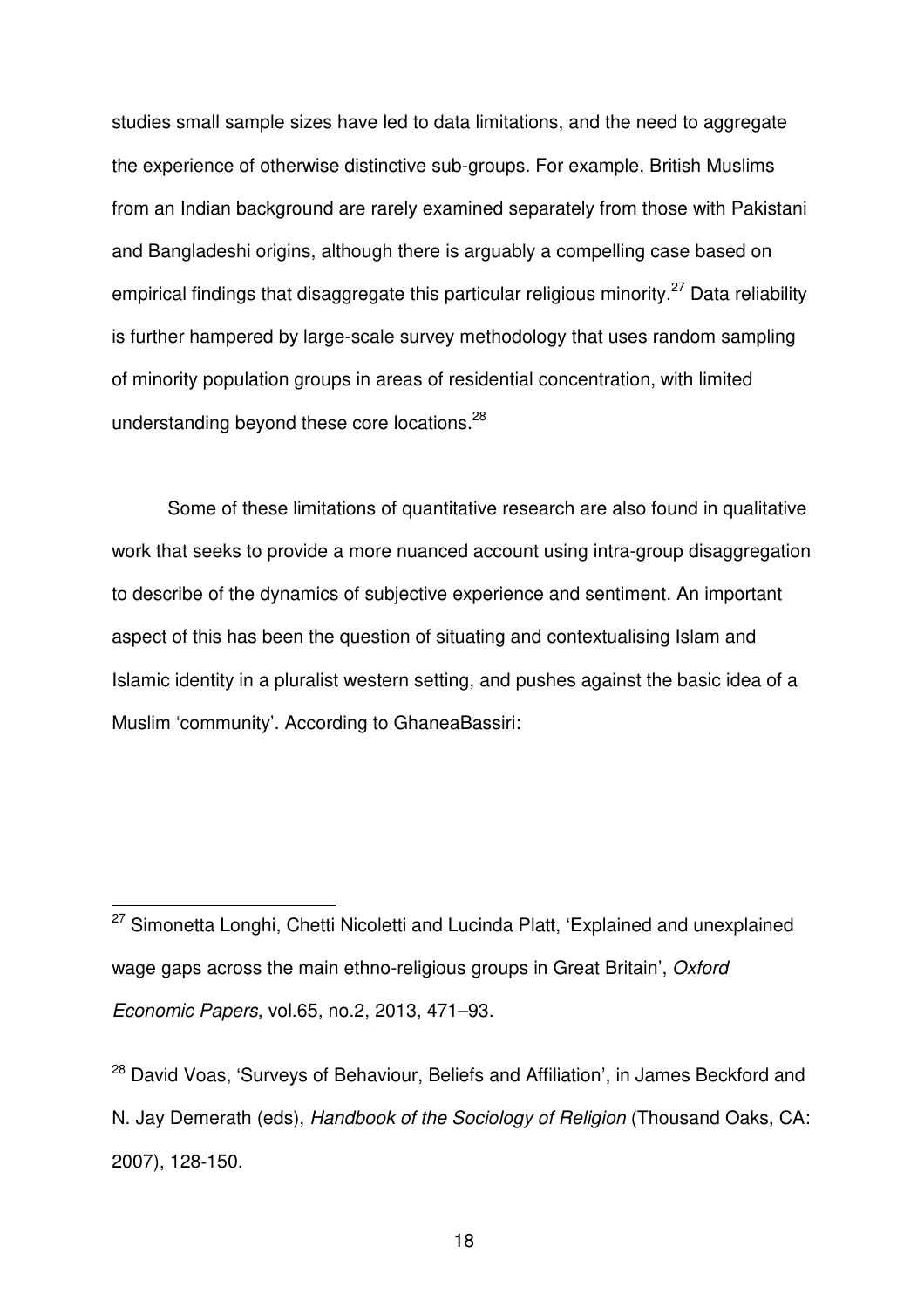studies small sample sizes have led to data limitations, and the need to aggregate the experience of otherwise distinctive sub-groups. For example, British Muslims from an Indian background are rarely examined separately from those with Pakistani and Bangladeshi origins, although there is arguably a compelling case based on empirical findings that disaggregate this particular religious minority.[27] Data reliability is further hampered by large-scale survey methodology that uses random sampling of minority population groups in areas of residential concentration, with limited understanding beyond these core locations.[28]

Some of these limitations of quantitative research are also found in qualitative work that seeks to provide a more nuanced account using intra-group disaggregation to describe of the dynamics of subjective experience and sentiment. An important aspect of this has been the question of situating and contextualising Islam and Islamic identity in a pluralist western setting, and pushes against the basic idea of a Muslim 'community'. According to GhaneaBassiri:

---

[27] Simonetta Longhi, Chetti Nicoletti and Lucinda Platt, 'Explained and unexplained wage gaps across the main ethno-religious groups in Great Britain', *Oxford Economic Papers*, vol.65, no.2, 2013, 471–93.

[28] David Voas, 'Surveys of Behaviour, Beliefs and Affiliation', in James Beckford and N. Jay Demerath (eds), *Handbook of the Sociology of Religion* (Thousand Oaks, CA: 2007), 128-150.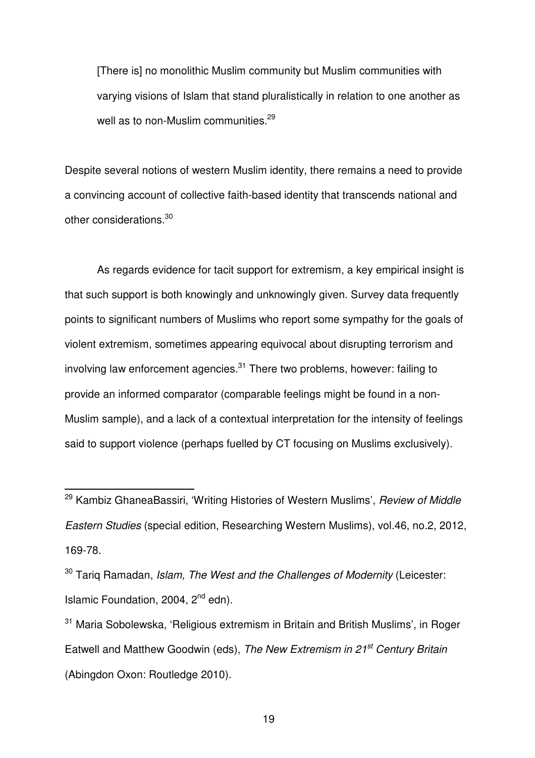> [There is] no monolithic Muslim community but Muslim communities with varying visions of Islam that stand pluralistically in relation to one another as well as to non-Muslim communities.[29]

Despite several notions of western Muslim identity, there remains a need to provide a convincing account of collective faith-based identity that transcends national and other considerations.[30]

As regards evidence for tacit support for extremism, a key empirical insight is that such support is both knowingly and unknowingly given. Survey data frequently points to significant numbers of Muslims who report some sympathy for the goals of violent extremism, sometimes appearing equivocal about disrupting terrorism and involving law enforcement agencies.[31] There two problems, however: failing to provide an informed comparator (comparable feelings might be found in a non-Muslim sample), and a lack of a contextual interpretation for the intensity of feelings said to support violence (perhaps fuelled by CT focusing on Muslims exclusively).

---

[29] Kambiz GhaneaBassiri, 'Writing Histories of Western Muslims', *Review of Middle Eastern Studies* (special edition, Researching Western Muslims), vol.46, no.2, 2012, 169-78.

[30] Tariq Ramadan, *Islam, The West and the Challenges of Modernity* (Leicester: Islamic Foundation, 2004, 2nd edn).

[31] Maria Sobolewska, 'Religious extremism in Britain and British Muslims', in Roger Eatwell and Matthew Goodwin (eds), *The New Extremism in 21st Century Britain* (Abingdon Oxon: Routledge 2010).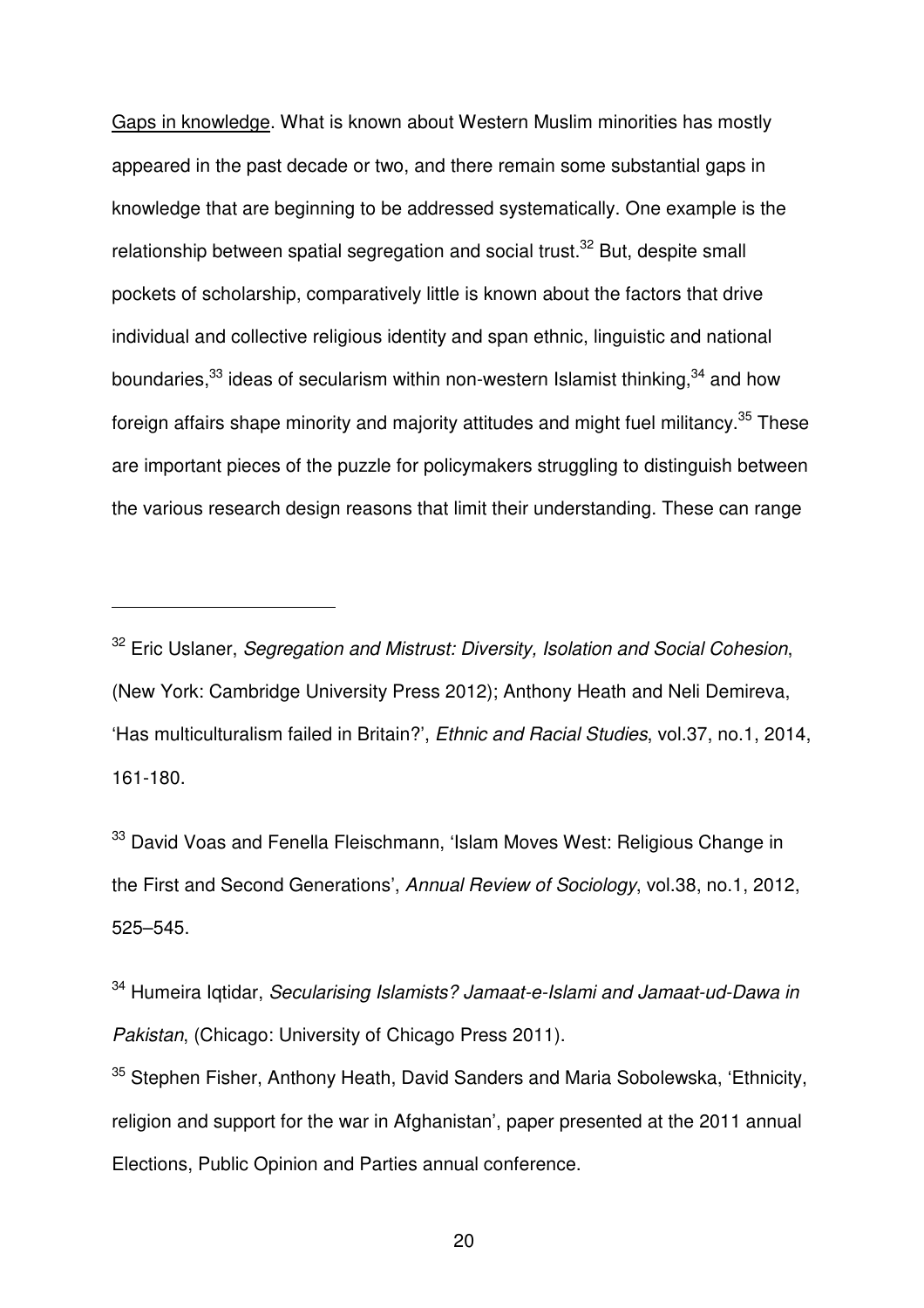Gaps in knowledge. What is known about Western Muslim minorities has mostly appeared in the past decade or two, and there remain some substantial gaps in knowledge that are beginning to be addressed systematically. One example is the relationship between spatial segregation and social trust.[32] But, despite small pockets of scholarship, comparatively little is known about the factors that drive individual and collective religious identity and span ethnic, linguistic and national boundaries,[33] ideas of secularism within non-western Islamist thinking,[34] and how foreign affairs shape minority and majority attitudes and might fuel militancy.[35] These are important pieces of the puzzle for policymakers struggling to distinguish between the various research design reasons that limit their understanding. These can range

---

[32] Eric Uslaner, *Segregation and Mistrust: Diversity, Isolation and Social Cohesion*, (New York: Cambridge University Press 2012); Anthony Heath and Neli Demireva, 'Has multiculturalism failed in Britain?', *Ethnic and Racial Studies*, vol.37, no.1, 2014, 161-180.

[33] David Voas and Fenella Fleischmann, 'Islam Moves West: Religious Change in the First and Second Generations', *Annual Review of Sociology*, vol.38, no.1, 2012, 525–545.

[34] Humeira Iqtidar, *Secularising Islamists? Jamaat-e-Islami and Jamaat-ud-Dawa in Pakistan*, (Chicago: University of Chicago Press 2011).

[35] Stephen Fisher, Anthony Heath, David Sanders and Maria Sobolewska, 'Ethnicity, religion and support for the war in Afghanistan', paper presented at the 2011 annual Elections, Public Opinion and Parties annual conference.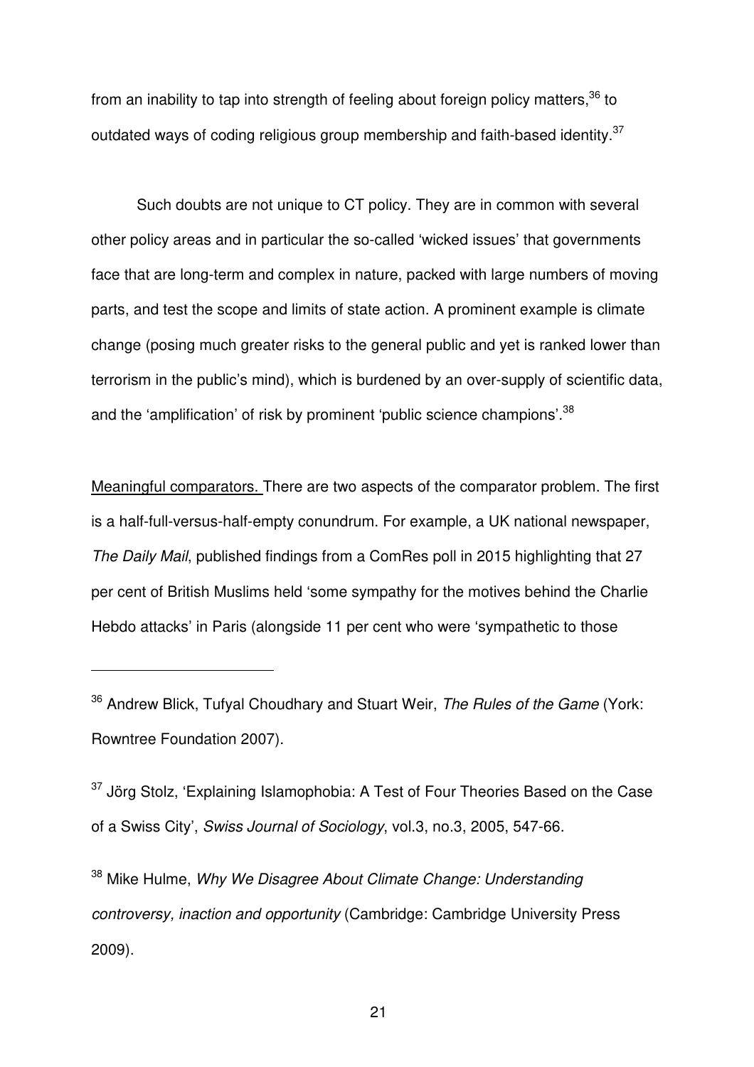from an inability to tap into strength of feeling about foreign policy matters,[36] to outdated ways of coding religious group membership and faith-based identity.[37]

Such doubts are not unique to CT policy. They are in common with several other policy areas and in particular the so-called 'wicked issues' that governments face that are long-term and complex in nature, packed with large numbers of moving parts, and test the scope and limits of state action. A prominent example is climate change (posing much greater risks to the general public and yet is ranked lower than terrorism in the public's mind), which is burdened by an over-supply of scientific data, and the 'amplification' of risk by prominent 'public science champions'.[38]

Meaningful comparators. There are two aspects of the comparator problem. The first is a half-full-versus-half-empty conundrum. For example, a UK national newspaper, *The Daily Mail*, published findings from a ComRes poll in 2015 highlighting that 27 per cent of British Muslims held 'some sympathy for the motives behind the Charlie Hebdo attacks' in Paris (alongside 11 per cent who were 'sympathetic to those

---

[36] Andrew Blick, Tufyal Choudhary and Stuart Weir, *The Rules of the Game* (York: Rowntree Foundation 2007).

[37] Jörg Stolz, 'Explaining Islamophobia: A Test of Four Theories Based on the Case of a Swiss City', *Swiss Journal of Sociology*, vol.3, no.3, 2005, 547-66.

[38] Mike Hulme, *Why We Disagree About Climate Change: Understanding controversy, inaction and opportunity* (Cambridge: Cambridge University Press 2009).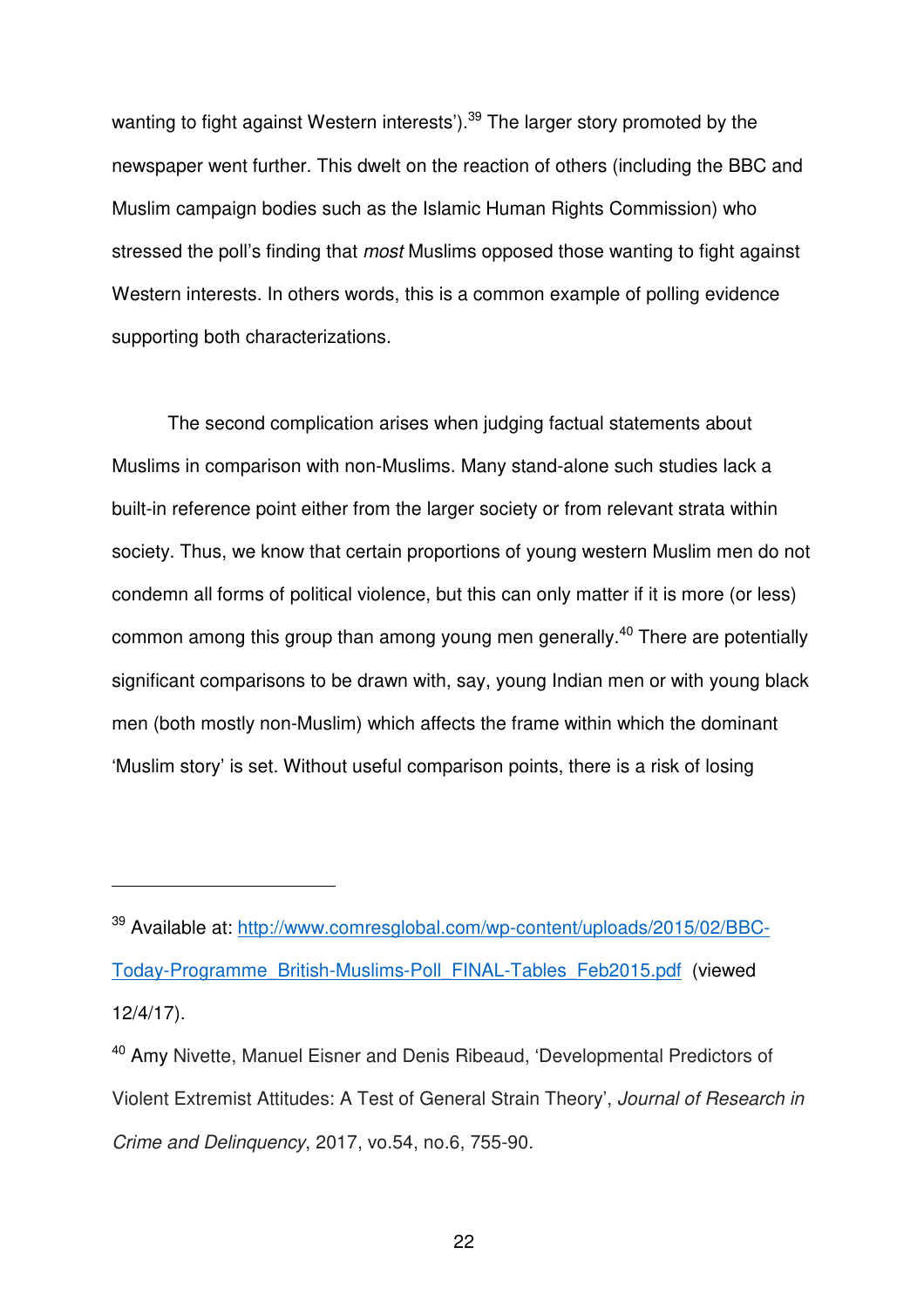wanting to fight against Western interests').[39] The larger story promoted by the newspaper went further. This dwelt on the reaction of others (including the BBC and Muslim campaign bodies such as the Islamic Human Rights Commission) who stressed the poll's finding that *most* Muslims opposed those wanting to fight against Western interests. In others words, this is a common example of polling evidence supporting both characterizations.

The second complication arises when judging factual statements about Muslims in comparison with non-Muslims. Many stand-alone such studies lack a built-in reference point either from the larger society or from relevant strata within society. Thus, we know that certain proportions of young western Muslim men do not condemn all forms of political violence, but this can only matter if it is more (or less) common among this group than among young men generally.[40] There are potentially significant comparisons to be drawn with, say, young Indian men or with young black men (both mostly non-Muslim) which affects the frame within which the dominant 'Muslim story' is set. Without useful comparison points, there is a risk of losing

---

[39] Available at: http://www.comresglobal.com/wp-content/uploads/2015/02/BBC-Today-Programme_British-Muslims-Poll_FINAL-Tables_Feb2015.pdf (viewed 12/4/17).

[40] Amy Nivette, Manuel Eisner and Denis Ribeaud, 'Developmental Predictors of Violent Extremist Attitudes: A Test of General Strain Theory', *Journal of Research in Crime and Delinquency*, 2017, vo.54, no.6, 755-90.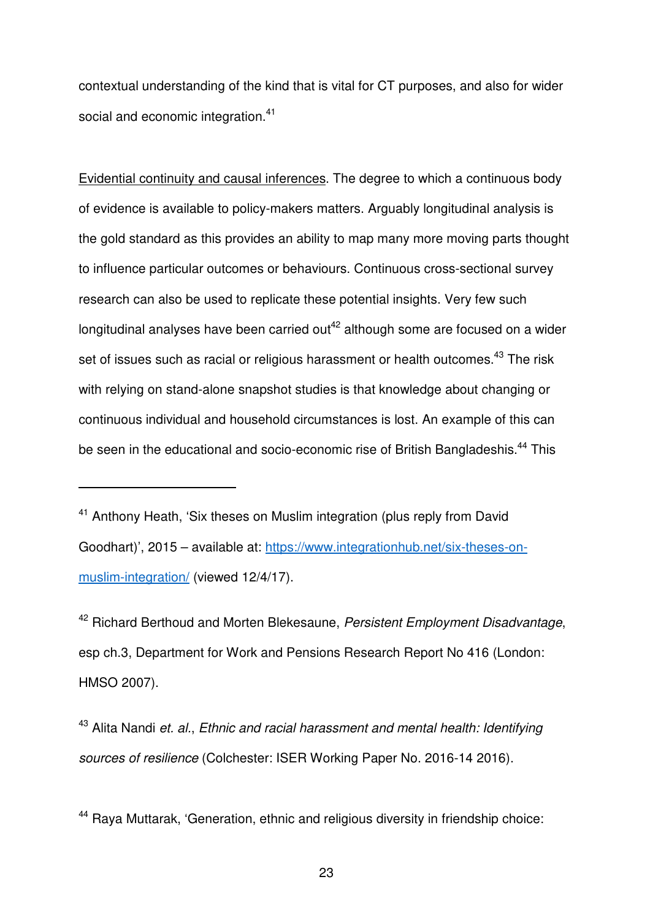contextual understanding of the kind that is vital for CT purposes, and also for wider social and economic integration.[41]

<u>Evidential continuity and causal inferences</u>. The degree to which a continuous body of evidence is available to policy-makers matters. Arguably longitudinal analysis is the gold standard as this provides an ability to map many more moving parts thought to influence particular outcomes or behaviours. Continuous cross-sectional survey research can also be used to replicate these potential insights. Very few such longitudinal analyses have been carried out[42] although some are focused on a wider set of issues such as racial or religious harassment or health outcomes.[43] The risk with relying on stand-alone snapshot studies is that knowledge about changing or continuous individual and household circumstances is lost. An example of this can be seen in the educational and socio-economic rise of British Bangladeshis.[44] This

---

[41] Anthony Heath, 'Six theses on Muslim integration (plus reply from David Goodhart)', 2015 – available at: [https://www.integrationhub.net/six-theses-on-muslim-integration/](https://www.integrationhub.net/six-theses-on-muslim-integration/) (viewed 12/4/17).

[42] Richard Berthoud and Morten Blekesaune, *Persistent Employment Disadvantage*, esp ch.3, Department for Work and Pensions Research Report No 416 (London: HMSO 2007).

[43] Alita Nandi *et. al.*, *Ethnic and racial harassment and mental health: Identifying sources of resilience* (Colchester: ISER Working Paper No. 2016-14 2016).

[44] Raya Muttarak, 'Generation, ethnic and religious diversity in friendship choice: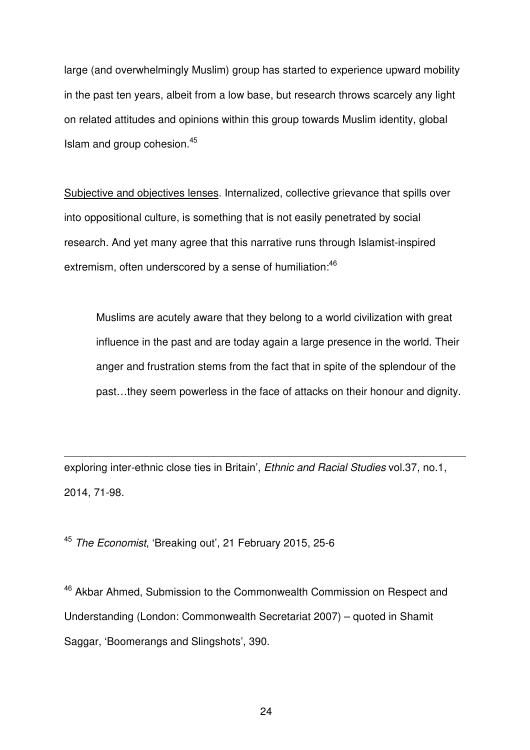large (and overwhelmingly Muslim) group has started to experience upward mobility in the past ten years, albeit from a low base, but research throws scarcely any light on related attitudes and opinions within this group towards Muslim identity, global Islam and group cohesion.[45]

<u>Subjective and objectives lenses</u>. Internalized, collective grievance that spills over into oppositional culture, is something that is not easily penetrated by social research. And yet many agree that this narrative runs through Islamist-inspired extremism, often underscored by a sense of humiliation:[46]

> Muslims are acutely aware that they belong to a world civilization with great influence in the past and are today again a large presence in the world. Their anger and frustration stems from the fact that in spite of the splendour of the past…they seem powerless in the face of attacks on their honour and dignity.

---

exploring inter-ethnic close ties in Britain', *Ethnic and Racial Studies* vol.37, no.1, 2014, 71-98.

[45] *The Economist*, 'Breaking out', 21 February 2015, 25-6

[46] Akbar Ahmed, Submission to the Commonwealth Commission on Respect and Understanding (London: Commonwealth Secretariat 2007) – quoted in Shamit Saggar, 'Boomerangs and Slingshots', 390.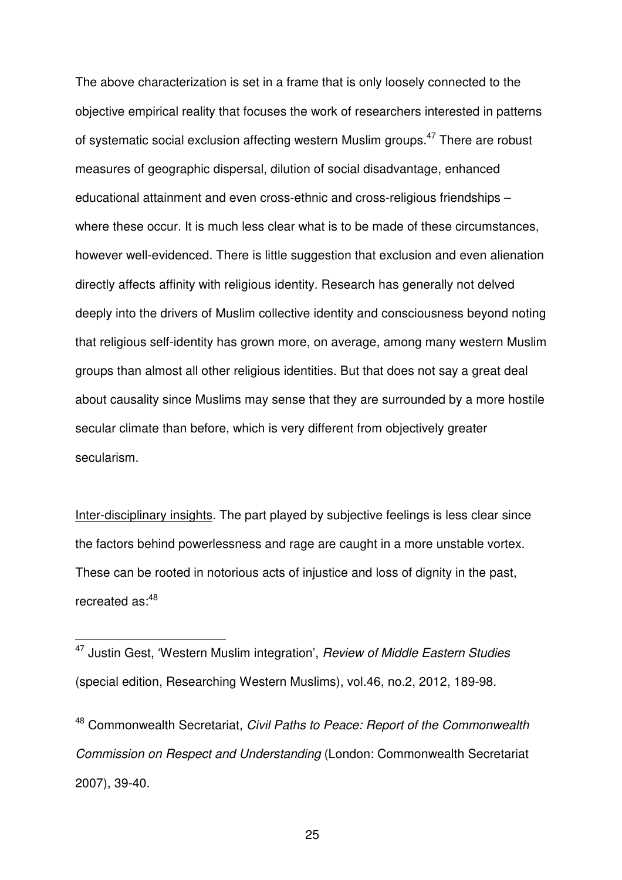The above characterization is set in a frame that is only loosely connected to the objective empirical reality that focuses the work of researchers interested in patterns of systematic social exclusion affecting western Muslim groups.[47] There are robust measures of geographic dispersal, dilution of social disadvantage, enhanced educational attainment and even cross-ethnic and cross-religious friendships – where these occur. It is much less clear what is to be made of these circumstances, however well-evidenced. There is little suggestion that exclusion and even alienation directly affects affinity with religious identity. Research has generally not delved deeply into the drivers of Muslim collective identity and consciousness beyond noting that religious self-identity has grown more, on average, among many western Muslim groups than almost all other religious identities. But that does not say a great deal about causality since Muslims may sense that they are surrounded by a more hostile secular climate than before, which is very different from objectively greater secularism.

<u>Inter-disciplinary insights</u>. The part played by subjective feelings is less clear since the factors behind powerlessness and rage are caught in a more unstable vortex. These can be rooted in notorious acts of injustice and loss of dignity in the past, recreated as:[48]

---

[47] Justin Gest, 'Western Muslim integration', *Review of Middle Eastern Studies* (special edition, Researching Western Muslims), vol.46, no.2, 2012, 189-98.

[48] Commonwealth Secretariat, *Civil Paths to Peace: Report of the Commonwealth Commission on Respect and Understanding* (London: Commonwealth Secretariat 2007), 39-40.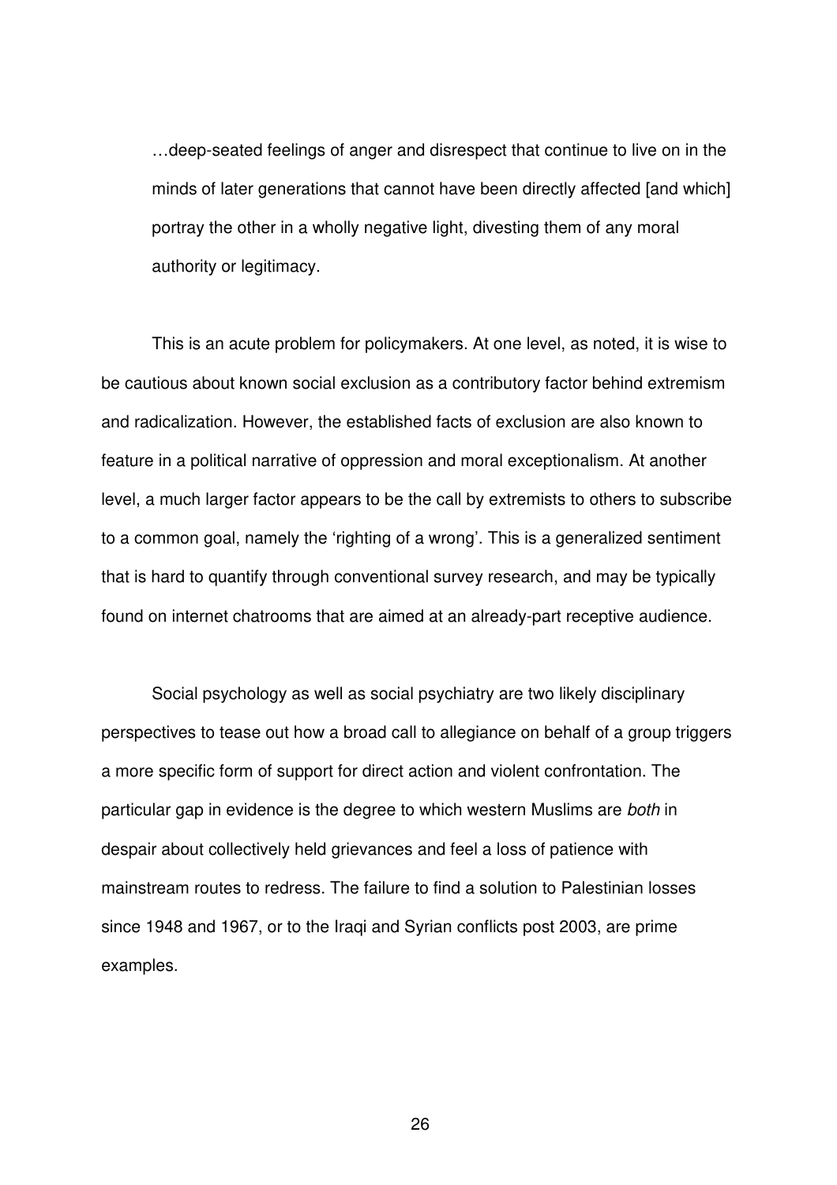> …deep-seated feelings of anger and disrespect that continue to live on in the minds of later generations that cannot have been directly affected [and which] portray the other in a wholly negative light, divesting them of any moral authority or legitimacy.

This is an acute problem for policymakers. At one level, as noted, it is wise to be cautious about known social exclusion as a contributory factor behind extremism and radicalization. However, the established facts of exclusion are also known to feature in a political narrative of oppression and moral exceptionalism. At another level, a much larger factor appears to be the call by extremists to others to subscribe to a common goal, namely the 'righting of a wrong'. This is a generalized sentiment that is hard to quantify through conventional survey research, and may be typically found on internet chatrooms that are aimed at an already-part receptive audience.

Social psychology as well as social psychiatry are two likely disciplinary perspectives to tease out how a broad call to allegiance on behalf of a group triggers a more specific form of support for direct action and violent confrontation. The particular gap in evidence is the degree to which western Muslims are *both* in despair about collectively held grievances and feel a loss of patience with mainstream routes to redress. The failure to find a solution to Palestinian losses since 1948 and 1967, or to the Iraqi and Syrian conflicts post 2003, are prime examples.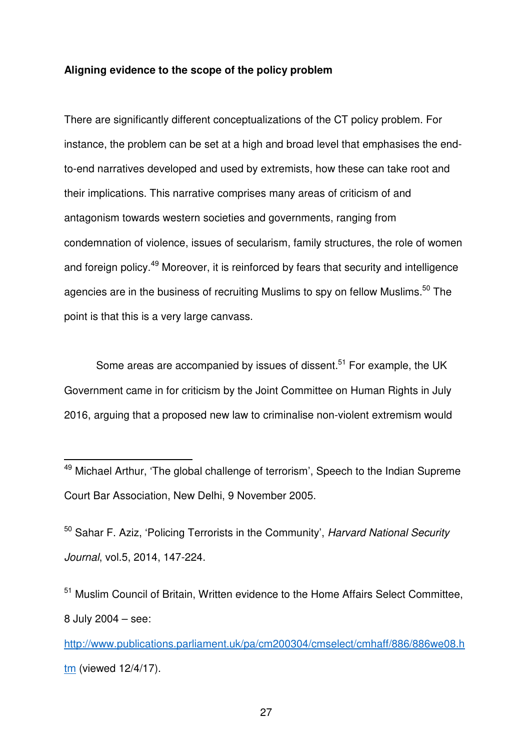**Aligning evidence to the scope of the policy problem**

There are significantly different conceptualizations of the CT policy problem. For instance, the problem can be set at a high and broad level that emphasises the end-to-end narratives developed and used by extremists, how these can take root and their implications. This narrative comprises many areas of criticism of and antagonism towards western societies and governments, ranging from condemnation of violence, issues of secularism, family structures, the role of women and foreign policy.[49] Moreover, it is reinforced by fears that security and intelligence agencies are in the business of recruiting Muslims to spy on fellow Muslims.[50] The point is that this is a very large canvass.

Some areas are accompanied by issues of dissent.[51] For example, the UK Government came in for criticism by the Joint Committee on Human Rights in July 2016, arguing that a proposed new law to criminalise non-violent extremism would

---

[49] Michael Arthur, 'The global challenge of terrorism', Speech to the Indian Supreme Court Bar Association, New Delhi, 9 November 2005.

[50] Sahar F. Aziz, 'Policing Terrorists in the Community', *Harvard National Security Journal*, vol.5, 2014, 147-224.

[51] Muslim Council of Britain, Written evidence to the Home Affairs Select Committee, 8 July 2004 – see: http://www.publications.parliament.uk/pa/cm200304/cmselect/cmhaff/886/886we08.htm (viewed 12/4/17).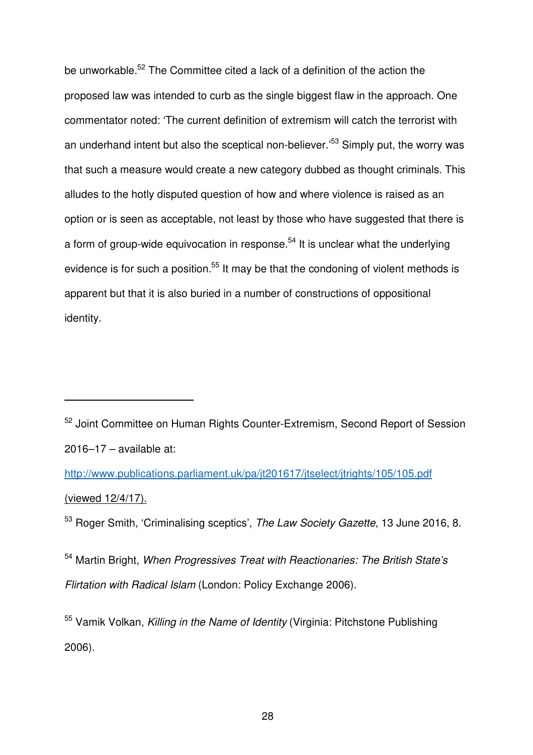be unworkable.[52] The Committee cited a lack of a definition of the action the proposed law was intended to curb as the single biggest flaw in the approach. One commentator noted: 'The current definition of extremism will catch the terrorist with an underhand intent but also the sceptical non-believer.'[53] Simply put, the worry was that such a measure would create a new category dubbed as thought criminals. This alludes to the hotly disputed question of how and where violence is raised as an option or is seen as acceptable, not least by those who have suggested that there is a form of group-wide equivocation in response.[54] It is unclear what the underlying evidence is for such a position.[55] It may be that the condoning of violent methods is apparent but that it is also buried in a number of constructions of oppositional identity.

---

[52] Joint Committee on Human Rights Counter-Extremism, Second Report of Session 2016–17 – available at: http://www.publications.parliament.uk/pa/jt201617/jtselect/jtrights/105/105.pdf (viewed 12/4/17).

[53] Roger Smith, 'Criminalising sceptics', *The Law Society Gazette*, 13 June 2016, 8.

[54] Martin Bright, *When Progressives Treat with Reactionaries: The British State's Flirtation with Radical Islam* (London: Policy Exchange 2006).

[55] Vamik Volkan, *Killing in the Name of Identity* (Virginia: Pitchstone Publishing 2006).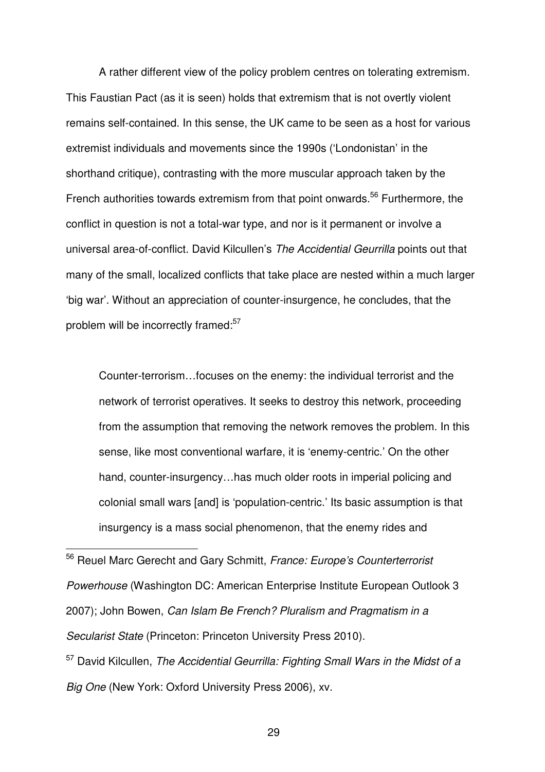A rather different view of the policy problem centres on tolerating extremism. This Faustian Pact (as it is seen) holds that extremism that is not overtly violent remains self-contained. In this sense, the UK came to be seen as a host for various extremist individuals and movements since the 1990s ('Londonistan' in the shorthand critique), contrasting with the more muscular approach taken by the French authorities towards extremism from that point onwards.[56] Furthermore, the conflict in question is not a total-war type, and nor is it permanent or involve a universal area-of-conflict. David Kilcullen's *The Accidential Geurrilla* points out that many of the small, localized conflicts that take place are nested within a much larger 'big war'. Without an appreciation of counter-insurgence, he concludes, that the problem will be incorrectly framed:[57]

> Counter-terrorism…focuses on the enemy: the individual terrorist and the network of terrorist operatives. It seeks to destroy this network, proceeding from the assumption that removing the network removes the problem. In this sense, like most conventional warfare, it is 'enemy-centric.' On the other hand, counter-insurgency…has much older roots in imperial policing and colonial small wars [and] is 'population-centric.' Its basic assumption is that insurgency is a mass social phenomenon, that the enemy rides and

[56] Reuel Marc Gerecht and Gary Schmitt, *France: Europe's Counterterrorist Powerhouse* (Washington DC: American Enterprise Institute European Outlook 3 2007); John Bowen, *Can Islam Be French? Pluralism and Pragmatism in a Secularist State* (Princeton: Princeton University Press 2010).

[57] David Kilcullen, *The Accidential Geurrilla: Fighting Small Wars in the Midst of a Big One* (New York: Oxford University Press 2006), xv.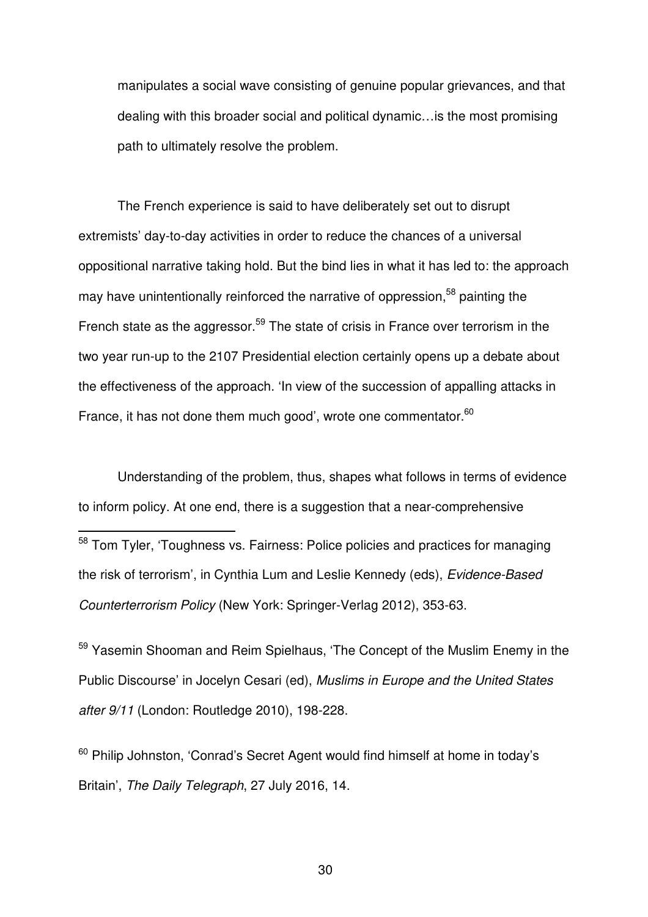manipulates a social wave consisting of genuine popular grievances, and that dealing with this broader social and political dynamic…is the most promising path to ultimately resolve the problem.

The French experience is said to have deliberately set out to disrupt extremists' day-to-day activities in order to reduce the chances of a universal oppositional narrative taking hold. But the bind lies in what it has led to: the approach may have unintentionally reinforced the narrative of oppression,[58] painting the French state as the aggressor.[59] The state of crisis in France over terrorism in the two year run-up to the 2107 Presidential election certainly opens up a debate about the effectiveness of the approach. 'In view of the succession of appalling attacks in France, it has not done them much good', wrote one commentator.[60]

Understanding of the problem, thus, shapes what follows in terms of evidence to inform policy. At one end, there is a suggestion that a near-comprehensive

---

[58] Tom Tyler, 'Toughness vs. Fairness: Police policies and practices for managing the risk of terrorism', in Cynthia Lum and Leslie Kennedy (eds), *Evidence-Based Counterterrorism Policy* (New York: Springer-Verlag 2012), 353-63.

[59] Yasemin Shooman and Reim Spielhaus, 'The Concept of the Muslim Enemy in the Public Discourse' in Jocelyn Cesari (ed), *Muslims in Europe and the United States after 9/11* (London: Routledge 2010), 198-228.

[60] Philip Johnston, 'Conrad's Secret Agent would find himself at home in today's Britain', *The Daily Telegraph*, 27 July 2016, 14.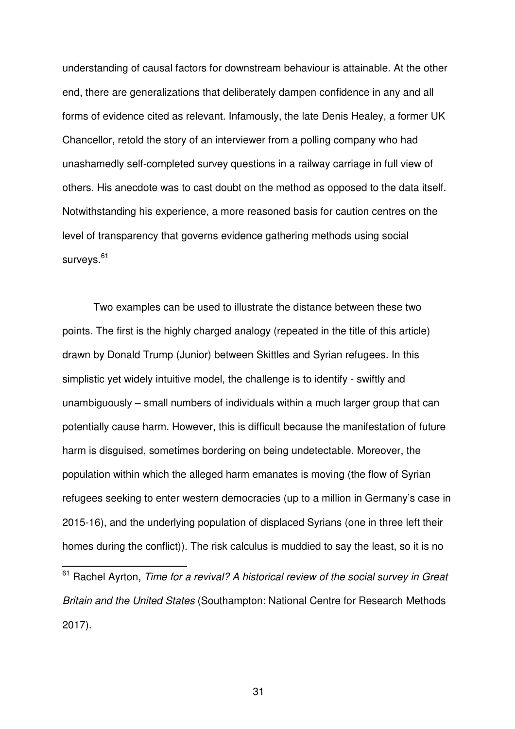understanding of causal factors for downstream behaviour is attainable. At the other end, there are generalizations that deliberately dampen confidence in any and all forms of evidence cited as relevant. Infamously, the late Denis Healey, a former UK Chancellor, retold the story of an interviewer from a polling company who had unashamedly self-completed survey questions in a railway carriage in full view of others. His anecdote was to cast doubt on the method as opposed to the data itself. Notwithstanding his experience, a more reasoned basis for caution centres on the level of transparency that governs evidence gathering methods using social surveys.[61]

Two examples can be used to illustrate the distance between these two points. The first is the highly charged analogy (repeated in the title of this article) drawn by Donald Trump (Junior) between Skittles and Syrian refugees. In this simplistic yet widely intuitive model, the challenge is to identify - swiftly and unambiguously – small numbers of individuals within a much larger group that can potentially cause harm. However, this is difficult because the manifestation of future harm is disguised, sometimes bordering on being undetectable. Moreover, the population within which the alleged harm emanates is moving (the flow of Syrian refugees seeking to enter western democracies (up to a million in Germany's case in 2015-16), and the underlying population of displaced Syrians (one in three left their homes during the conflict)). The risk calculus is muddied to say the least, so it is no

[61] Rachel Ayrton, *Time for a revival? A historical review of the social survey in Great Britain and the United States* (Southampton: National Centre for Research Methods 2017).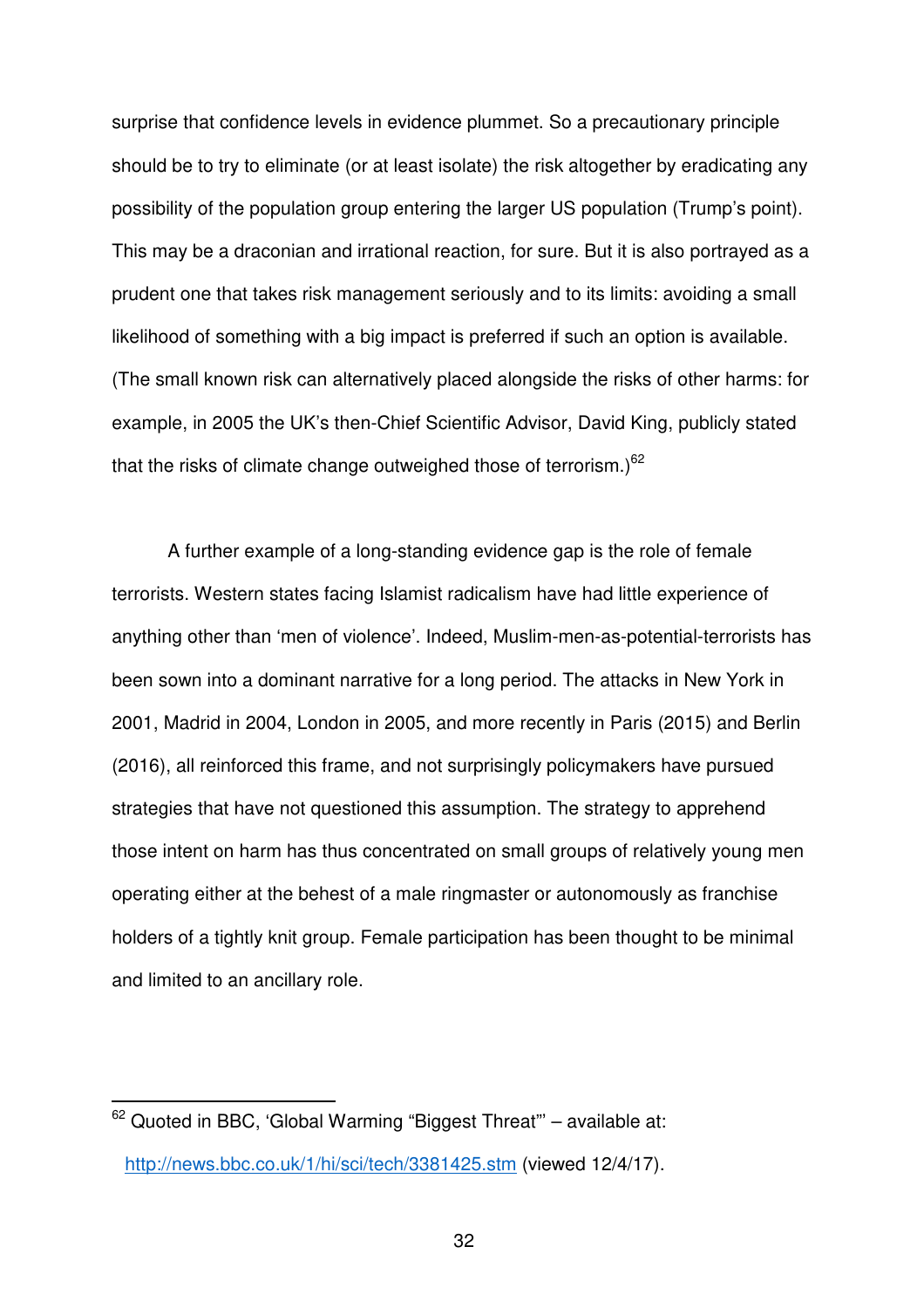surprise that confidence levels in evidence plummet. So a precautionary principle should be to try to eliminate (or at least isolate) the risk altogether by eradicating any possibility of the population group entering the larger US population (Trump's point). This may be a draconian and irrational reaction, for sure. But it is also portrayed as a prudent one that takes risk management seriously and to its limits: avoiding a small likelihood of something with a big impact is preferred if such an option is available. (The small known risk can alternatively placed alongside the risks of other harms: for example, in 2005 the UK's then-Chief Scientific Advisor, David King, publicly stated that the risks of climate change outweighed those of terrorism.)[62]

A further example of a long-standing evidence gap is the role of female terrorists. Western states facing Islamist radicalism have had little experience of anything other than 'men of violence'. Indeed, Muslim-men-as-potential-terrorists has been sown into a dominant narrative for a long period. The attacks in New York in 2001, Madrid in 2004, London in 2005, and more recently in Paris (2015) and Berlin (2016), all reinforced this frame, and not surprisingly policymakers have pursued strategies that have not questioned this assumption. The strategy to apprehend those intent on harm has thus concentrated on small groups of relatively young men operating either at the behest of a male ringmaster or autonomously as franchise holders of a tightly knit group. Female participation has been thought to be minimal and limited to an ancillary role.

---

[62] Quoted in BBC, 'Global Warming "Biggest Threat"' – available at: http://news.bbc.co.uk/1/hi/sci/tech/3381425.stm (viewed 12/4/17).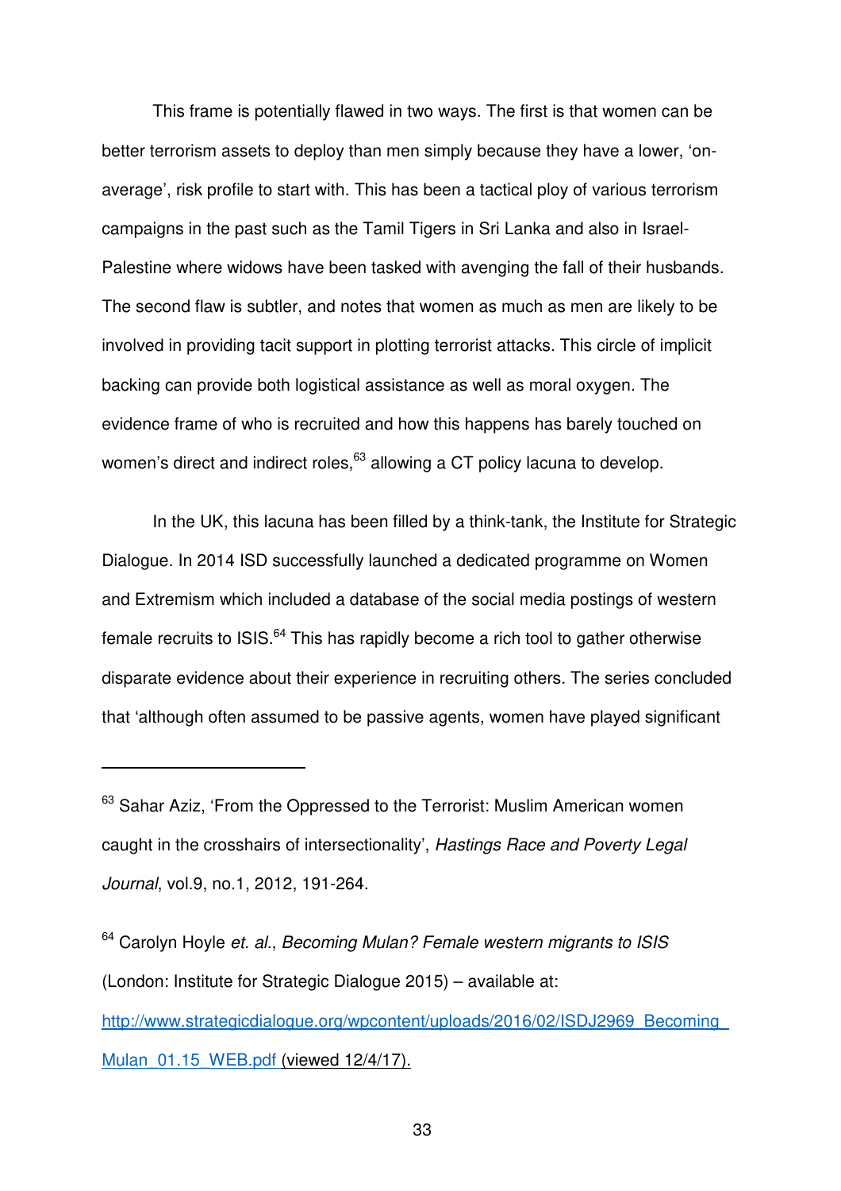This frame is potentially flawed in two ways. The first is that women can be better terrorism assets to deploy than men simply because they have a lower, 'on-average', risk profile to start with. This has been a tactical ploy of various terrorism campaigns in the past such as the Tamil Tigers in Sri Lanka and also in Israel-Palestine where widows have been tasked with avenging the fall of their husbands. The second flaw is subtler, and notes that women as much as men are likely to be involved in providing tacit support in plotting terrorist attacks. This circle of implicit backing can provide both logistical assistance as well as moral oxygen. The evidence frame of who is recruited and how this happens has barely touched on women's direct and indirect roles,[63] allowing a CT policy lacuna to develop.

In the UK, this lacuna has been filled by a think-tank, the Institute for Strategic Dialogue. In 2014 ISD successfully launched a dedicated programme on Women and Extremism which included a database of the social media postings of western female recruits to ISIS.[64] This has rapidly become a rich tool to gather otherwise disparate evidence about their experience in recruiting others. The series concluded that 'although often assumed to be passive agents, women have played significant

---

[63] Sahar Aziz, 'From the Oppressed to the Terrorist: Muslim American women caught in the crosshairs of intersectionality', *Hastings Race and Poverty Legal Journal*, vol.9, no.1, 2012, 191-264.

[64] Carolyn Hoyle *et. al.*, *Becoming Mulan? Female western migrants to ISIS* (London: Institute for Strategic Dialogue 2015) – available at: http://www.strategicdialogue.org/wpcontent/uploads/2016/02/ISDJ2969_Becoming_Mulan_01.15_WEB.pdf (viewed 12/4/17).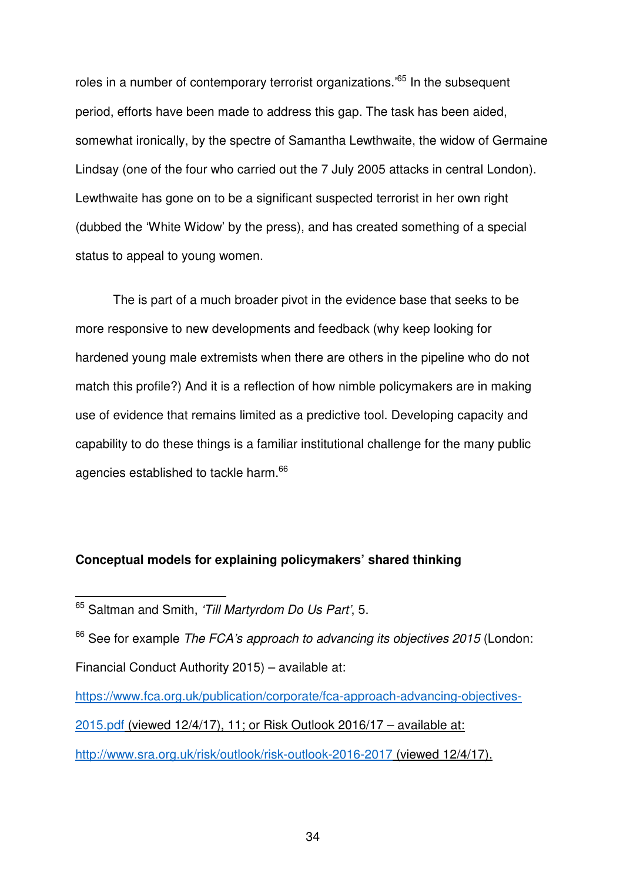roles in a number of contemporary terrorist organizations.'[65] In the subsequent period, efforts have been made to address this gap. The task has been aided, somewhat ironically, by the spectre of Samantha Lewthwaite, the widow of Germaine Lindsay (one of the four who carried out the 7 July 2005 attacks in central London). Lewthwaite has gone on to be a significant suspected terrorist in her own right (dubbed the 'White Widow' by the press), and has created something of a special status to appeal to young women.

The is part of a much broader pivot in the evidence base that seeks to be more responsive to new developments and feedback (why keep looking for hardened young male extremists when there are others in the pipeline who do not match this profile?) And it is a reflection of how nimble policymakers are in making use of evidence that remains limited as a predictive tool. Developing capacity and capability to do these things is a familiar institutional challenge for the many public agencies established to tackle harm.[66]

**Conceptual models for explaining policymakers' shared thinking**

---

[65] Saltman and Smith, *'Till Martyrdom Do Us Part'*, 5.

[66] See for example *The FCA's approach to advancing its objectives 2015* (London: Financial Conduct Authority 2015) – available at: https://www.fca.org.uk/publication/corporate/fca-approach-advancing-objectives-2015.pdf (viewed 12/4/17), 11; or Risk Outlook 2016/17 – available at: http://www.sra.org.uk/risk/outlook/risk-outlook-2016-2017 (viewed 12/4/17).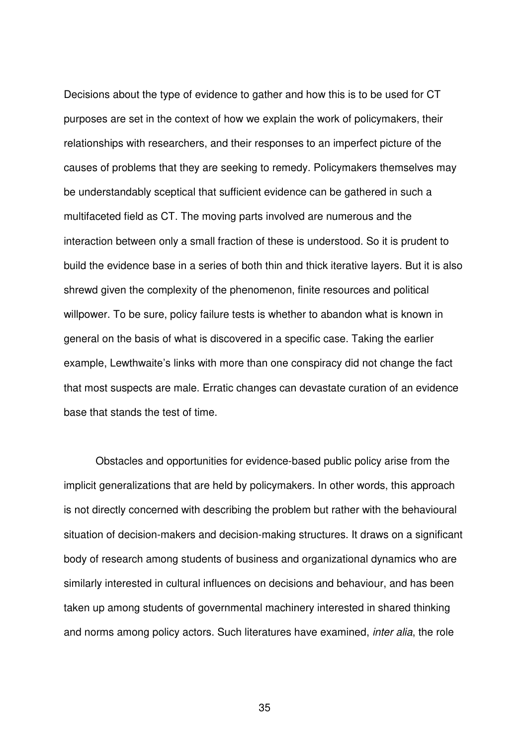Decisions about the type of evidence to gather and how this is to be used for CT purposes are set in the context of how we explain the work of policymakers, their relationships with researchers, and their responses to an imperfect picture of the causes of problems that they are seeking to remedy. Policymakers themselves may be understandably sceptical that sufficient evidence can be gathered in such a multifaceted field as CT. The moving parts involved are numerous and the interaction between only a small fraction of these is understood. So it is prudent to build the evidence base in a series of both thin and thick iterative layers. But it is also shrewd given the complexity of the phenomenon, finite resources and political willpower. To be sure, policy failure tests is whether to abandon what is known in general on the basis of what is discovered in a specific case. Taking the earlier example, Lewthwaite's links with more than one conspiracy did not change the fact that most suspects are male. Erratic changes can devastate curation of an evidence base that stands the test of time.

Obstacles and opportunities for evidence-based public policy arise from the implicit generalizations that are held by policymakers. In other words, this approach is not directly concerned with describing the problem but rather with the behavioural situation of decision-makers and decision-making structures. It draws on a significant body of research among students of business and organizational dynamics who are similarly interested in cultural influences on decisions and behaviour, and has been taken up among students of governmental machinery interested in shared thinking and norms among policy actors. Such literatures have examined, *inter alia*, the role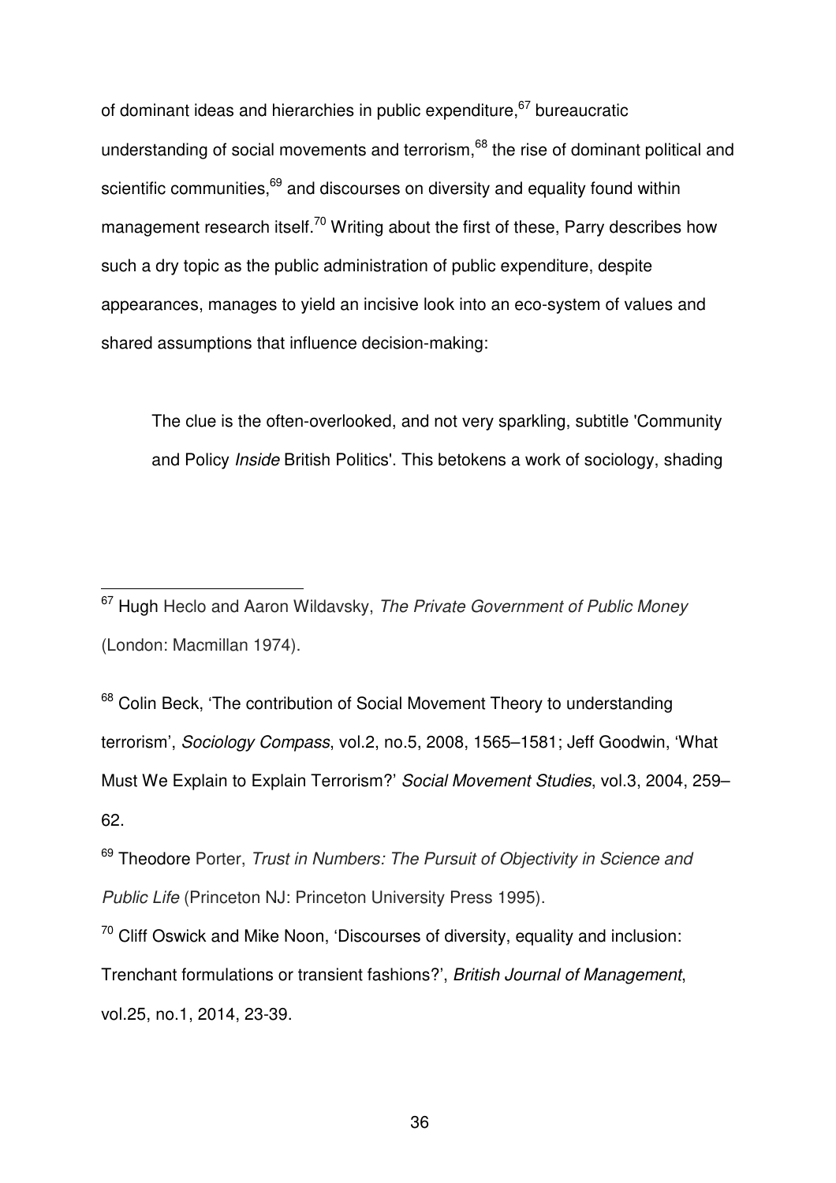of dominant ideas and hierarchies in public expenditure,[67] bureaucratic understanding of social movements and terrorism,[68] the rise of dominant political and scientific communities,[69] and discourses on diversity and equality found within management research itself.[70] Writing about the first of these, Parry describes how such a dry topic as the public administration of public expenditure, despite appearances, manages to yield an incisive look into an eco-system of values and shared assumptions that influence decision-making:

> The clue is the often-overlooked, and not very sparkling, subtitle 'Community and Policy *Inside* British Politics'. This betokens a work of sociology, shading

---

[67] Hugh Heclo and Aaron Wildavsky, *The Private Government of Public Money* (London: Macmillan 1974).

[68] Colin Beck, 'The contribution of Social Movement Theory to understanding terrorism', *Sociology Compass*, vol.2, no.5, 2008, 1565–1581; Jeff Goodwin, 'What Must We Explain to Explain Terrorism?' *Social Movement Studies*, vol.3, 2004, 259–62.

[69] Theodore Porter, *Trust in Numbers: The Pursuit of Objectivity in Science and Public Life* (Princeton NJ: Princeton University Press 1995).

[70] Cliff Oswick and Mike Noon, 'Discourses of diversity, equality and inclusion: Trenchant formulations or transient fashions?', *British Journal of Management*, vol.25, no.1, 2014, 23-39.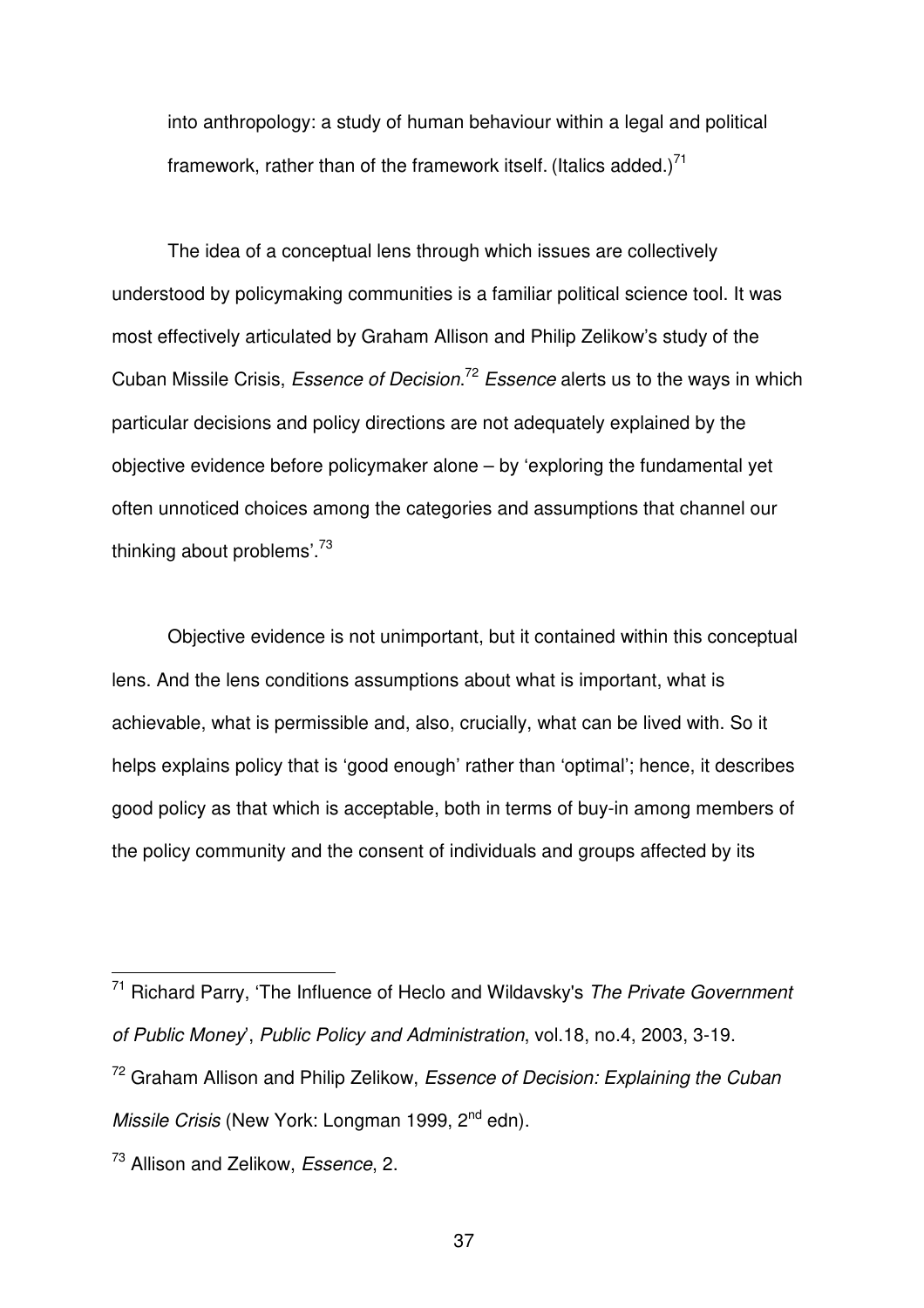into anthropology: a study of human behaviour within a legal and political framework, rather than of the framework itself. (Italics added.)[71]

The idea of a conceptual lens through which issues are collectively understood by policymaking communities is a familiar political science tool. It was most effectively articulated by Graham Allison and Philip Zelikow's study of the Cuban Missile Crisis, *Essence of Decision*.[72] *Essence* alerts us to the ways in which particular decisions and policy directions are not adequately explained by the objective evidence before policymaker alone – by 'exploring the fundamental yet often unnoticed choices among the categories and assumptions that channel our thinking about problems'.[73]

Objective evidence is not unimportant, but it contained within this conceptual lens. And the lens conditions assumptions about what is important, what is achievable, what is permissible and, also, crucially, what can be lived with. So it helps explains policy that is 'good enough' rather than 'optimal'; hence, it describes good policy as that which is acceptable, both in terms of buy-in among members of the policy community and the consent of individuals and groups affected by its

---

[71] Richard Parry, 'The Influence of Heclo and Wildavsky's *The Private Government of Public Money*', *Public Policy and Administration*, vol.18, no.4, 2003, 3-19.

[72] Graham Allison and Philip Zelikow, *Essence of Decision: Explaining the Cuban Missile Crisis* (New York: Longman 1999, 2nd edn).

[73] Allison and Zelikow, *Essence*, 2.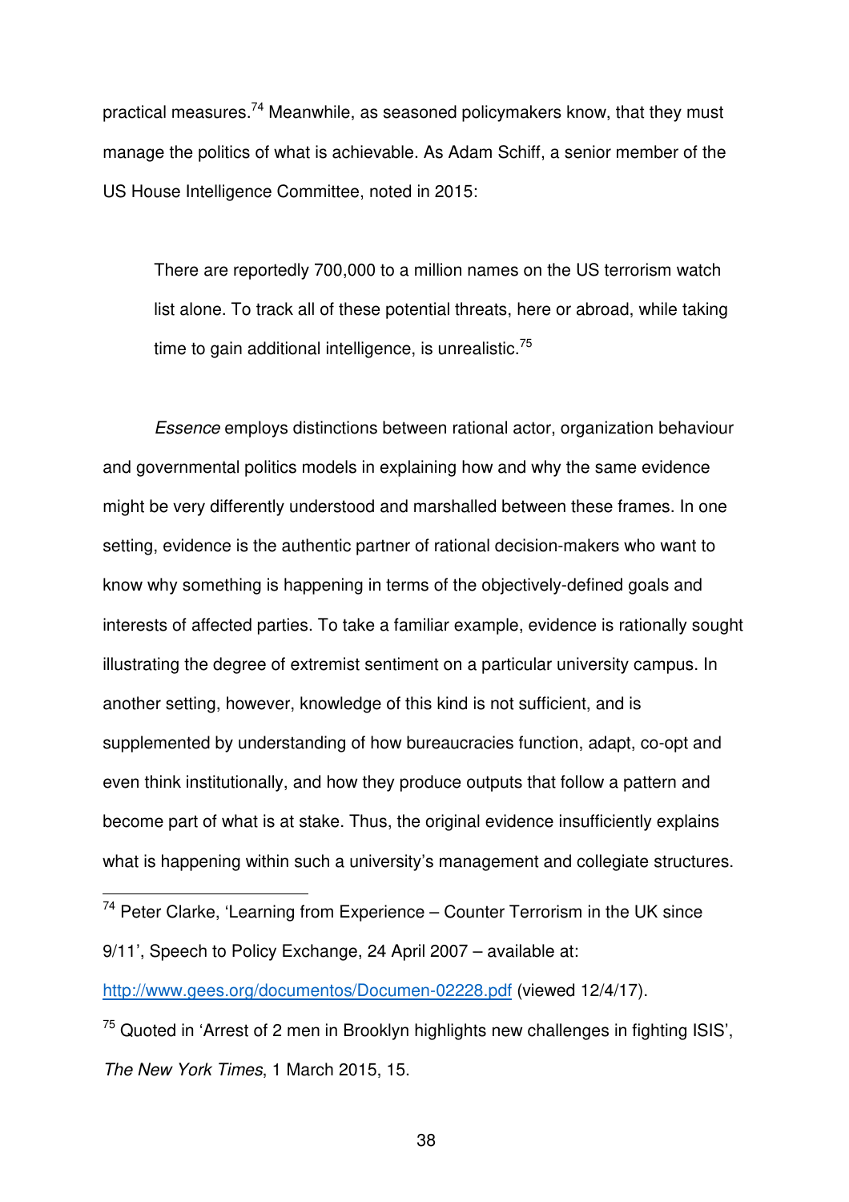practical measures.[74] Meanwhile, as seasoned policymakers know, that they must manage the politics of what is achievable. As Adam Schiff, a senior member of the US House Intelligence Committee, noted in 2015:

> There are reportedly 700,000 to a million names on the US terrorism watch list alone. To track all of these potential threats, here or abroad, while taking time to gain additional intelligence, is unrealistic.[75]

*Essence* employs distinctions between rational actor, organization behaviour and governmental politics models in explaining how and why the same evidence might be very differently understood and marshalled between these frames. In one setting, evidence is the authentic partner of rational decision-makers who want to know why something is happening in terms of the objectively-defined goals and interests of affected parties. To take a familiar example, evidence is rationally sought illustrating the degree of extremist sentiment on a particular university campus. In another setting, however, knowledge of this kind is not sufficient, and is supplemented by understanding of how bureaucracies function, adapt, co-opt and even think institutionally, and how they produce outputs that follow a pattern and become part of what is at stake. Thus, the original evidence insufficiently explains what is happening within such a university's management and collegiate structures.

---

[74] Peter Clarke, 'Learning from Experience – Counter Terrorism in the UK since 9/11', Speech to Policy Exchange, 24 April 2007 – available at: http://www.gees.org/documentos/Documen-02228.pdf (viewed 12/4/17).

[75] Quoted in 'Arrest of 2 men in Brooklyn highlights new challenges in fighting ISIS', *The New York Times*, 1 March 2015, 15.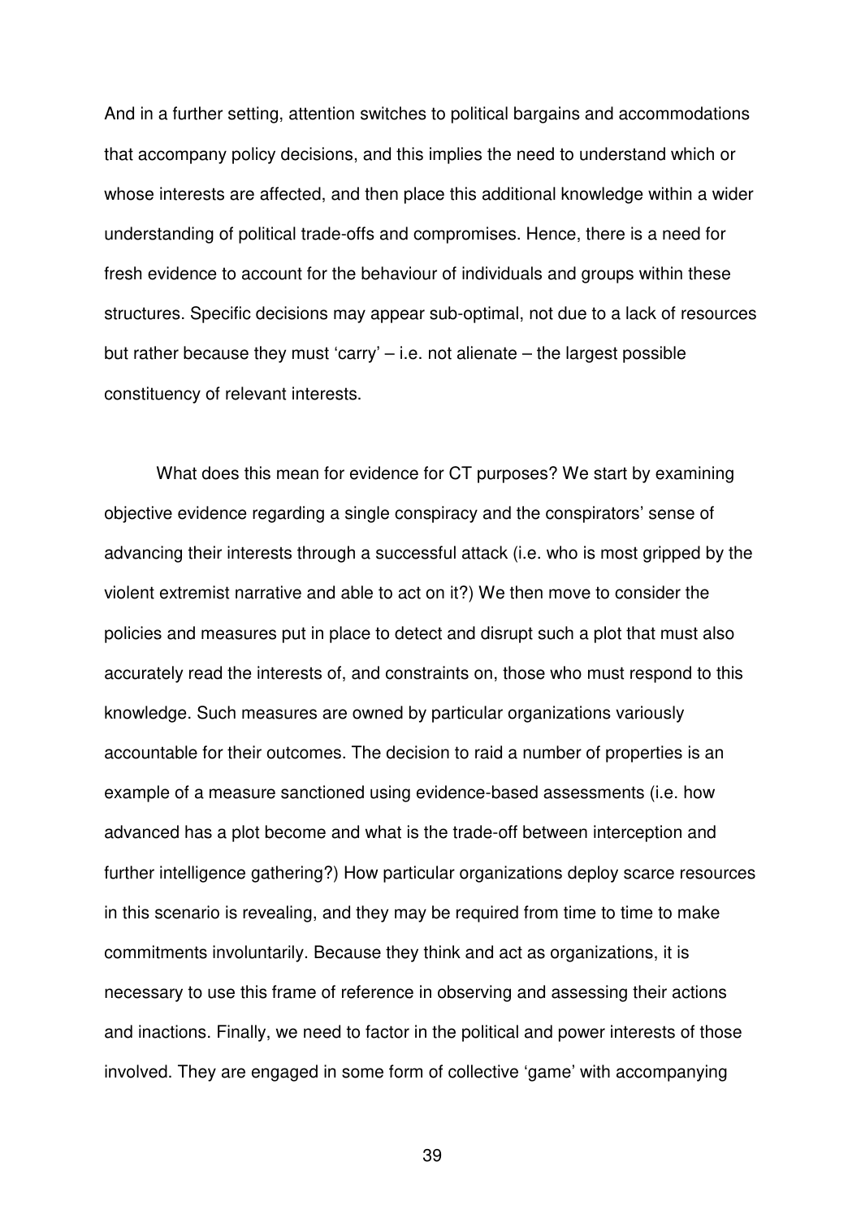And in a further setting, attention switches to political bargains and accommodations that accompany policy decisions, and this implies the need to understand which or whose interests are affected, and then place this additional knowledge within a wider understanding of political trade-offs and compromises. Hence, there is a need for fresh evidence to account for the behaviour of individuals and groups within these structures. Specific decisions may appear sub-optimal, not due to a lack of resources but rather because they must 'carry' – i.e. not alienate – the largest possible constituency of relevant interests.

What does this mean for evidence for CT purposes? We start by examining objective evidence regarding a single conspiracy and the conspirators' sense of advancing their interests through a successful attack (i.e. who is most gripped by the violent extremist narrative and able to act on it?) We then move to consider the policies and measures put in place to detect and disrupt such a plot that must also accurately read the interests of, and constraints on, those who must respond to this knowledge. Such measures are owned by particular organizations variously accountable for their outcomes. The decision to raid a number of properties is an example of a measure sanctioned using evidence-based assessments (i.e. how advanced has a plot become and what is the trade-off between interception and further intelligence gathering?) How particular organizations deploy scarce resources in this scenario is revealing, and they may be required from time to time to make commitments involuntarily. Because they think and act as organizations, it is necessary to use this frame of reference in observing and assessing their actions and inactions. Finally, we need to factor in the political and power interests of those involved. They are engaged in some form of collective 'game' with accompanying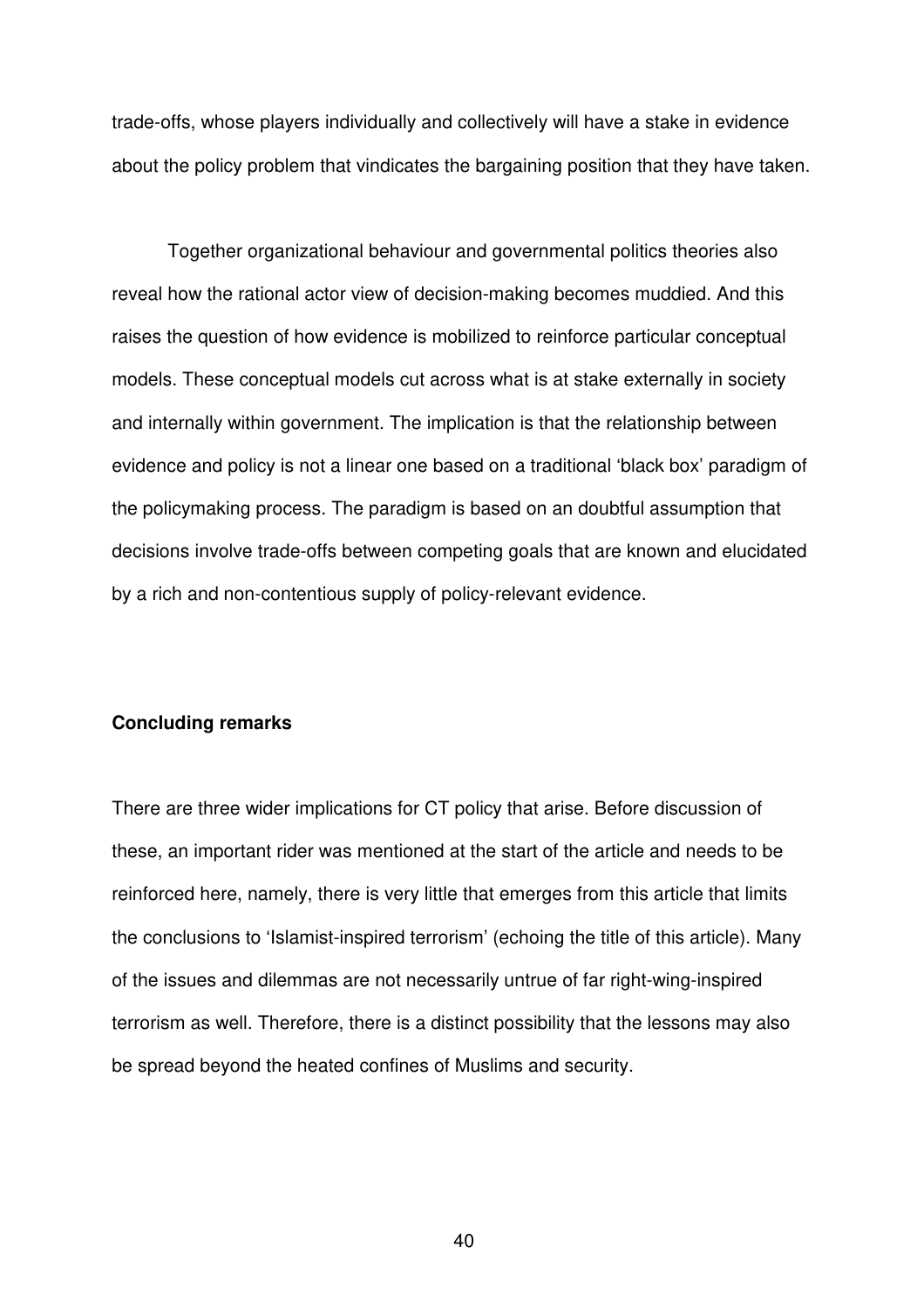trade-offs, whose players individually and collectively will have a stake in evidence about the policy problem that vindicates the bargaining position that they have taken.

Together organizational behaviour and governmental politics theories also reveal how the rational actor view of decision-making becomes muddied. And this raises the question of how evidence is mobilized to reinforce particular conceptual models. These conceptual models cut across what is at stake externally in society and internally within government. The implication is that the relationship between evidence and policy is not a linear one based on a traditional 'black box' paradigm of the policymaking process. The paradigm is based on an doubtful assumption that decisions involve trade-offs between competing goals that are known and elucidated by a rich and non-contentious supply of policy-relevant evidence.

## Concluding remarks

There are three wider implications for CT policy that arise. Before discussion of these, an important rider was mentioned at the start of the article and needs to be reinforced here, namely, there is very little that emerges from this article that limits the conclusions to 'Islamist-inspired terrorism' (echoing the title of this article). Many of the issues and dilemmas are not necessarily untrue of far right-wing-inspired terrorism as well. Therefore, there is a distinct possibility that the lessons may also be spread beyond the heated confines of Muslims and security.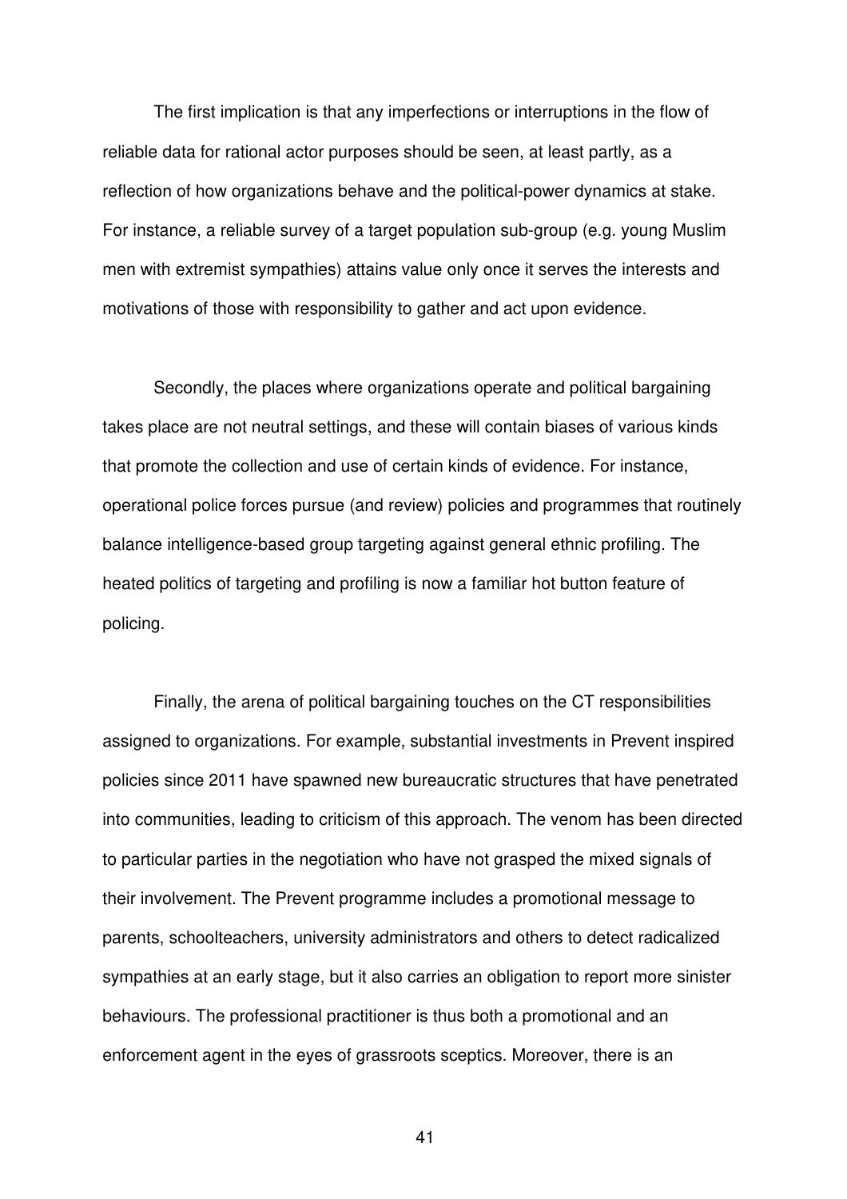The first implication is that any imperfections or interruptions in the flow of reliable data for rational actor purposes should be seen, at least partly, as a reflection of how organizations behave and the political-power dynamics at stake. For instance, a reliable survey of a target population sub-group (e.g. young Muslim men with extremist sympathies) attains value only once it serves the interests and motivations of those with responsibility to gather and act upon evidence.

Secondly, the places where organizations operate and political bargaining takes place are not neutral settings, and these will contain biases of various kinds that promote the collection and use of certain kinds of evidence. For instance, operational police forces pursue (and review) policies and programmes that routinely balance intelligence-based group targeting against general ethnic profiling. The heated politics of targeting and profiling is now a familiar hot button feature of policing.

Finally, the arena of political bargaining touches on the CT responsibilities assigned to organizations. For example, substantial investments in Prevent inspired policies since 2011 have spawned new bureaucratic structures that have penetrated into communities, leading to criticism of this approach. The venom has been directed to particular parties in the negotiation who have not grasped the mixed signals of their involvement. The Prevent programme includes a promotional message to parents, schoolteachers, university administrators and others to detect radicalized sympathies at an early stage, but it also carries an obligation to report more sinister behaviours. The professional practitioner is thus both a promotional and an enforcement agent in the eyes of grassroots sceptics. Moreover, there is an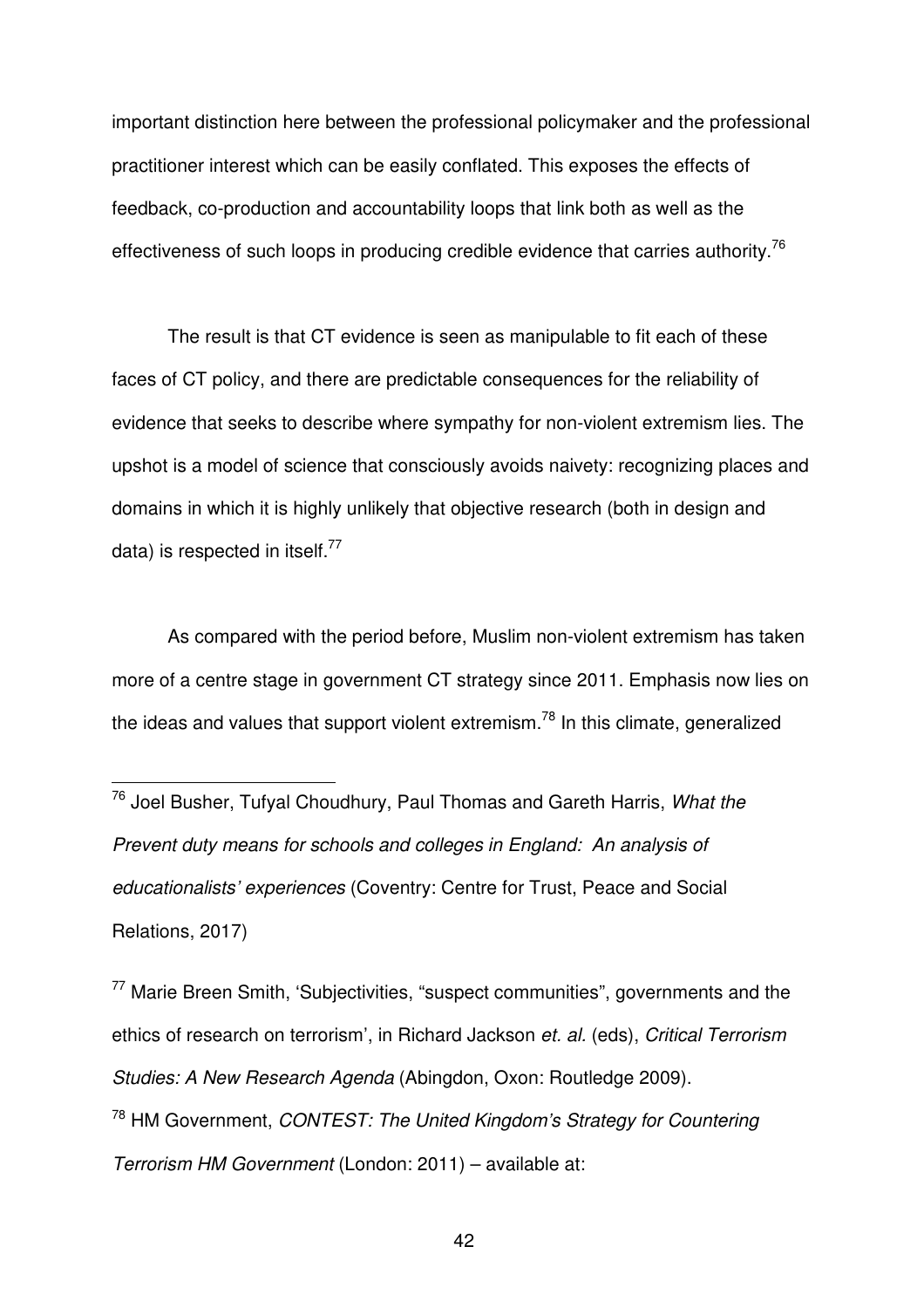important distinction here between the professional policymaker and the professional practitioner interest which can be easily conflated. This exposes the effects of feedback, co-production and accountability loops that link both as well as the effectiveness of such loops in producing credible evidence that carries authority.[76]

The result is that CT evidence is seen as manipulable to fit each of these faces of CT policy, and there are predictable consequences for the reliability of evidence that seeks to describe where sympathy for non-violent extremism lies. The upshot is a model of science that consciously avoids naivety: recognizing places and domains in which it is highly unlikely that objective research (both in design and data) is respected in itself.[77]

As compared with the period before, Muslim non-violent extremism has taken more of a centre stage in government CT strategy since 2011. Emphasis now lies on the ideas and values that support violent extremism.[78] In this climate, generalized

---

[76] Joel Busher, Tufyal Choudhury, Paul Thomas and Gareth Harris, *What the Prevent duty means for schools and colleges in England: An analysis of educationalists' experiences* (Coventry: Centre for Trust, Peace and Social Relations, 2017)

[77] Marie Breen Smith, 'Subjectivities, "suspect communities", governments and the ethics of research on terrorism', in Richard Jackson *et. al.* (eds), *Critical Terrorism Studies: A New Research Agenda* (Abingdon, Oxon: Routledge 2009).

[78] HM Government, *CONTEST: The United Kingdom's Strategy for Countering Terrorism HM Government* (London: 2011) – available at: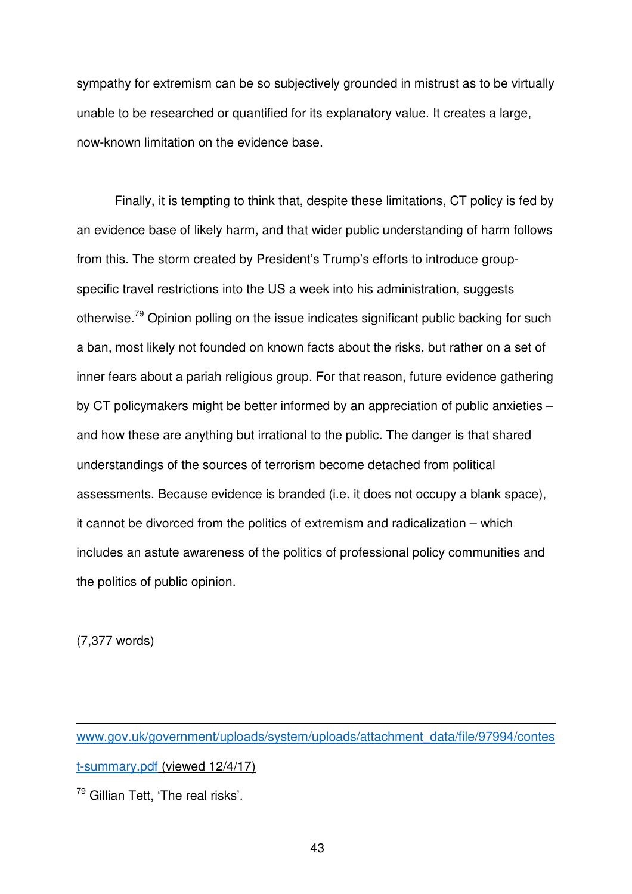sympathy for extremism can be so subjectively grounded in mistrust as to be virtually unable to be researched or quantified for its explanatory value. It creates a large, now-known limitation on the evidence base.

Finally, it is tempting to think that, despite these limitations, CT policy is fed by an evidence base of likely harm, and that wider public understanding of harm follows from this. The storm created by President's Trump's efforts to introduce group-specific travel restrictions into the US a week into his administration, suggests otherwise.[79] Opinion polling on the issue indicates significant public backing for such a ban, most likely not founded on known facts about the risks, but rather on a set of inner fears about a pariah religious group. For that reason, future evidence gathering by CT policymakers might be better informed by an appreciation of public anxieties – and how these are anything but irrational to the public. The danger is that shared understandings of the sources of terrorism become detached from political assessments. Because evidence is branded (i.e. it does not occupy a blank space), it cannot be divorced from the politics of extremism and radicalization – which includes an astute awareness of the politics of professional policy communities and the politics of public opinion.

(7,377 words)

---

www.gov.uk/government/uploads/system/uploads/attachment_data/file/97994/contest-summary.pdf (viewed 12/4/17)

[79] Gillian Tett, 'The real risks'.